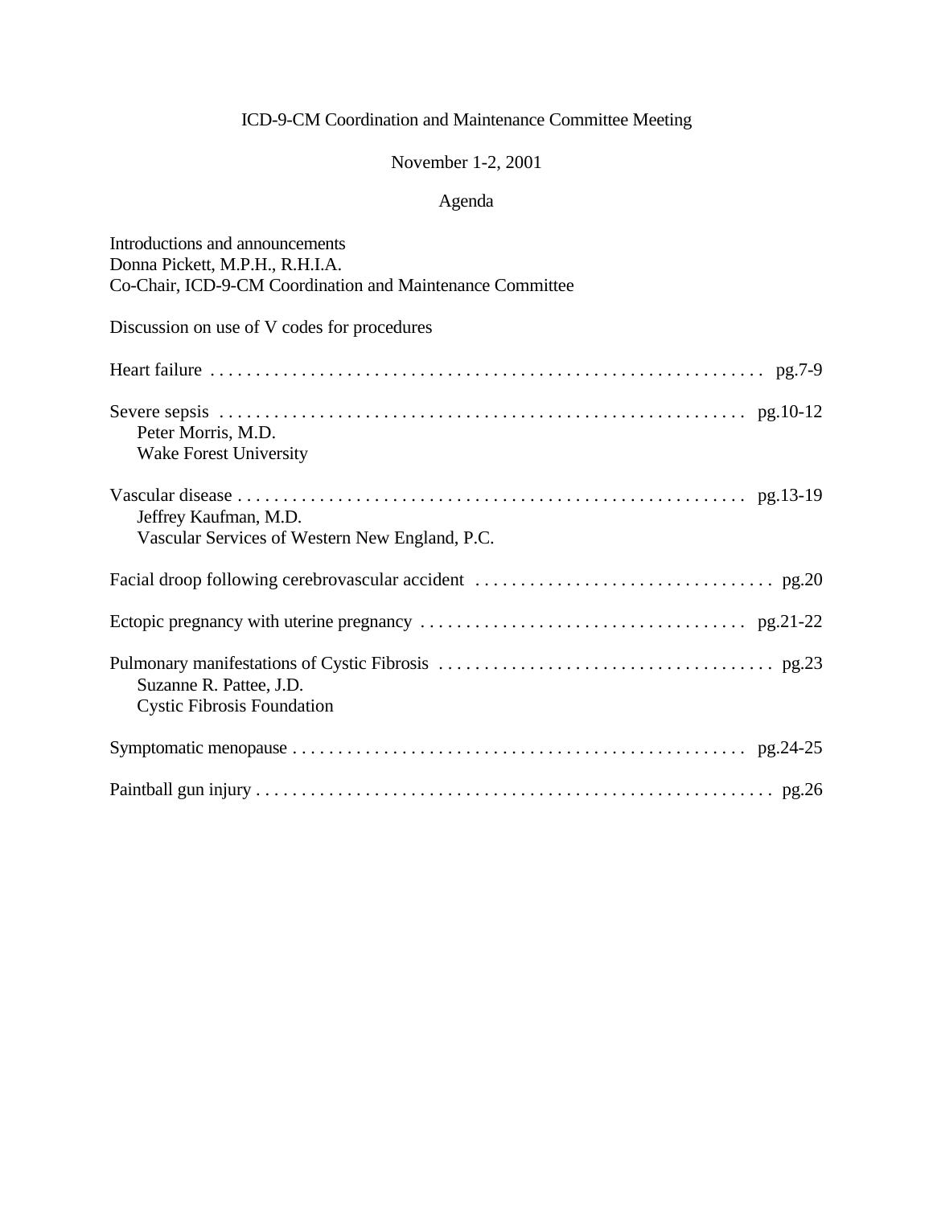# ICD-9-CM Coordination and Maintenance Committee Meeting

## November 1-2, 2001

## Agenda

Introductions and announcements
Donna Pickett, M.P.H., R.H.I.A.
Co-Chair, ICD-9-CM Coordination and Maintenance Committee

Discussion on use of V codes for procedures

Heart failure . . . . . . . . . . . . . . . . . . . . . . . . . . . . . . . . . . . . . . . . . . . . . . . . . . . . . . . . . . . . . pg.7-9

Severe sepsis . . . . . . . . . . . . . . . . . . . . . . . . . . . . . . . . . . . . . . . . . . . . . . . . . . . . . . . . . . . pg.10-12
Peter Morris, M.D.
Wake Forest University

Vascular disease . . . . . . . . . . . . . . . . . . . . . . . . . . . . . . . . . . . . . . . . . . . . . . . . . . . . . . . . . pg.13-19
Jeffrey Kaufman, M.D.
Vascular Services of Western New England, P.C.

Facial droop following cerebrovascular accident . . . . . . . . . . . . . . . . . . . . . . . . . . . . . . . . . pg.20

Ectopic pregnancy with uterine pregnancy . . . . . . . . . . . . . . . . . . . . . . . . . . . . . . . . . . . . pg.21-22

Pulmonary manifestations of Cystic Fibrosis . . . . . . . . . . . . . . . . . . . . . . . . . . . . . . . . . . . . . pg.23
Suzanne R. Pattee, J.D.
Cystic Fibrosis Foundation

Symptomatic menopause . . . . . . . . . . . . . . . . . . . . . . . . . . . . . . . . . . . . . . . . . . . . . . . . . . pg.24-25

Paintball gun injury . . . . . . . . . . . . . . . . . . . . . . . . . . . . . . . . . . . . . . . . . . . . . . . . . . . . . . . pg.26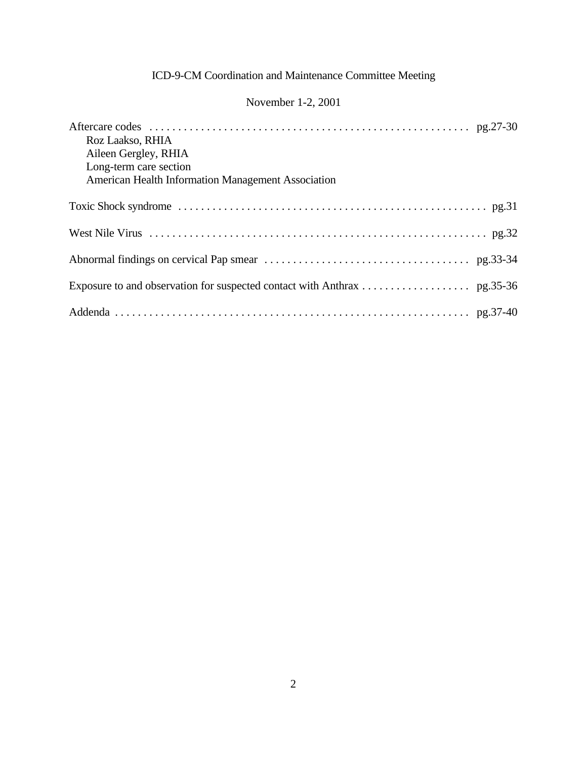ICD-9-CM Coordination and Maintenance Committee Meeting

November 1-2, 2001

Aftercare codes . . . . . . . . . . . . . . . . . . . . . . . . . . . . . . . . . . . . . . . . . . . . . . . . . . . . . . . . pg.27-30
Roz Laakso, RHIA
Aileen Gergley, RHIA
Long-term care section
American Health Information Management Association

Toxic Shock syndrome . . . . . . . . . . . . . . . . . . . . . . . . . . . . . . . . . . . . . . . . . . . . . . . . . . . . . pg.31

West Nile Virus . . . . . . . . . . . . . . . . . . . . . . . . . . . . . . . . . . . . . . . . . . . . . . . . . . . . . . . . . . pg.32

Abnormal findings on cervical Pap smear . . . . . . . . . . . . . . . . . . . . . . . . . . . . . . . . . . . . pg.33-34

Exposure to and observation for suspected contact with Anthrax . . . . . . . . . . . . . . . . . . . pg.35-36

Addenda . . . . . . . . . . . . . . . . . . . . . . . . . . . . . . . . . . . . . . . . . . . . . . . . . . . . . . . . . . . . . . pg.37-40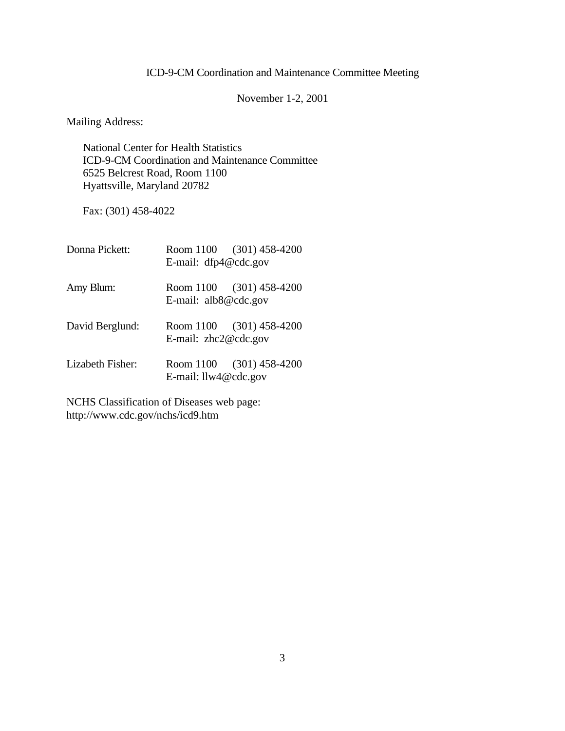ICD-9-CM Coordination and Maintenance Committee Meeting

November 1-2, 2001

Mailing Address:

National Center for Health Statistics
ICD-9-CM Coordination and Maintenance Committee
6525 Belcrest Road, Room 1100
Hyattsville, Maryland 20782

Fax: (301) 458-4022

Donna Pickett: Room 1100 (301) 458-4200
E-mail: dfp4@cdc.gov

Amy Blum: Room 1100 (301) 458-4200
E-mail: alb8@cdc.gov

David Berglund: Room 1100 (301) 458-4200
E-mail: zhc2@cdc.gov

Lizabeth Fisher: Room 1100 (301) 458-4200
E-mail: llw4@cdc.gov

NCHS Classification of Diseases web page:
http://www.cdc.gov/nchs/icd9.htm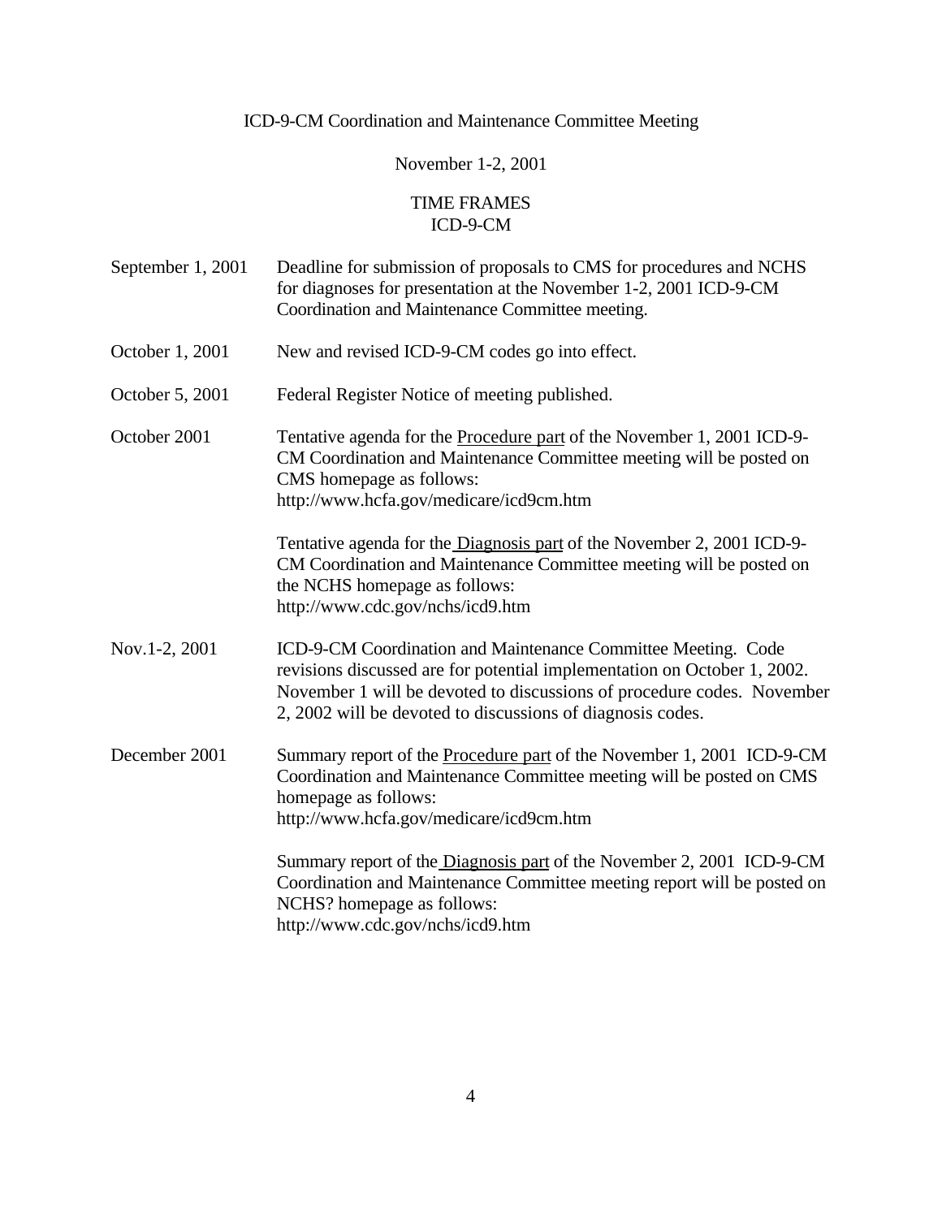ICD-9-CM Coordination and Maintenance Committee Meeting

November 1-2, 2001

TIME FRAMES
ICD-9-CM

| | |
|---|---|
| September 1, 2001 | Deadline for submission of proposals to CMS for procedures and NCHS for diagnoses for presentation at the November 1-2, 2001 ICD-9-CM Coordination and Maintenance Committee meeting. |
| October 1, 2001 | New and revised ICD-9-CM codes go into effect. |
| October 5, 2001 | Federal Register Notice of meeting published. |
| October 2001 | Tentative agenda for the Procedure part of the November 1, 2001 ICD-9-CM Coordination and Maintenance Committee meeting will be posted on CMS homepage as follows: http://www.hcfa.gov/medicare/icd9cm.htm<br><br>Tentative agenda for the Diagnosis part of the November 2, 2001 ICD-9-CM Coordination and Maintenance Committee meeting will be posted on the NCHS homepage as follows: http://www.cdc.gov/nchs/icd9.htm |
| Nov.1-2, 2001 | ICD-9-CM Coordination and Maintenance Committee Meeting. Code revisions discussed are for potential implementation on October 1, 2002. November 1 will be devoted to discussions of procedure codes. November 2, 2002 will be devoted to discussions of diagnosis codes. |
| December 2001 | Summary report of the Procedure part of the November 1, 2001 ICD-9-CM Coordination and Maintenance Committee meeting will be posted on CMS homepage as follows: http://www.hcfa.gov/medicare/icd9cm.htm<br><br>Summary report of the Diagnosis part of the November 2, 2001 ICD-9-CM Coordination and Maintenance Committee meeting report will be posted on NCHS? homepage as follows: http://www.cdc.gov/nchs/icd9.htm |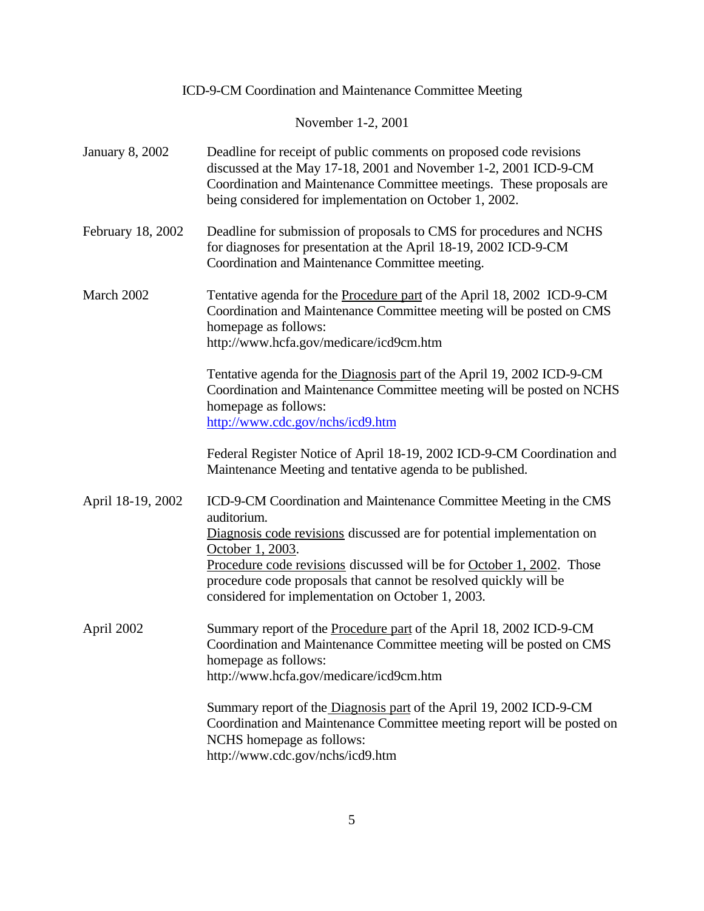ICD-9-CM Coordination and Maintenance Committee Meeting

November 1-2, 2001

| | |
|---|---|
| January 8, 2002 | Deadline for receipt of public comments on proposed code revisions discussed at the May 17-18, 2001 and November 1-2, 2001 ICD-9-CM Coordination and Maintenance Committee meetings. These proposals are being considered for implementation on October 1, 2002. |
| February 18, 2002 | Deadline for submission of proposals to CMS for procedures and NCHS for diagnoses for presentation at the April 18-19, 2002 ICD-9-CM Coordination and Maintenance Committee meeting. |
| March 2002 | Tentative agenda for the <u>Procedure part</u> of the April 18, 2002 ICD-9-CM Coordination and Maintenance Committee meeting will be posted on CMS homepage as follows: http://www.hcfa.gov/medicare/icd9cm.htm<br><br>Tentative agenda for the <u>Diagnosis part</u> of the April 19, 2002 ICD-9-CM Coordination and Maintenance Committee meeting will be posted on NCHS homepage as follows: http://www.cdc.gov/nchs/icd9.htm<br><br>Federal Register Notice of April 18-19, 2002 ICD-9-CM Coordination and Maintenance Meeting and tentative agenda to be published. |
| April 18-19, 2002 | ICD-9-CM Coordination and Maintenance Committee Meeting in the CMS auditorium.<br><u>Diagnosis code revisions</u> discussed are for potential implementation on <u>October 1, 2003</u>.<br><u>Procedure code revisions</u> discussed will be for <u>October 1, 2002</u>. Those procedure code proposals that cannot be resolved quickly will be considered for implementation on October 1, 2003. |
| April 2002 | Summary report of the <u>Procedure part</u> of the April 18, 2002 ICD-9-CM Coordination and Maintenance Committee meeting will be posted on CMS homepage as follows: http://www.hcfa.gov/medicare/icd9cm.htm<br><br>Summary report of the <u>Diagnosis part</u> of the April 19, 2002 ICD-9-CM Coordination and Maintenance Committee meeting report will be posted on NCHS homepage as follows: http://www.cdc.gov/nchs/icd9.htm |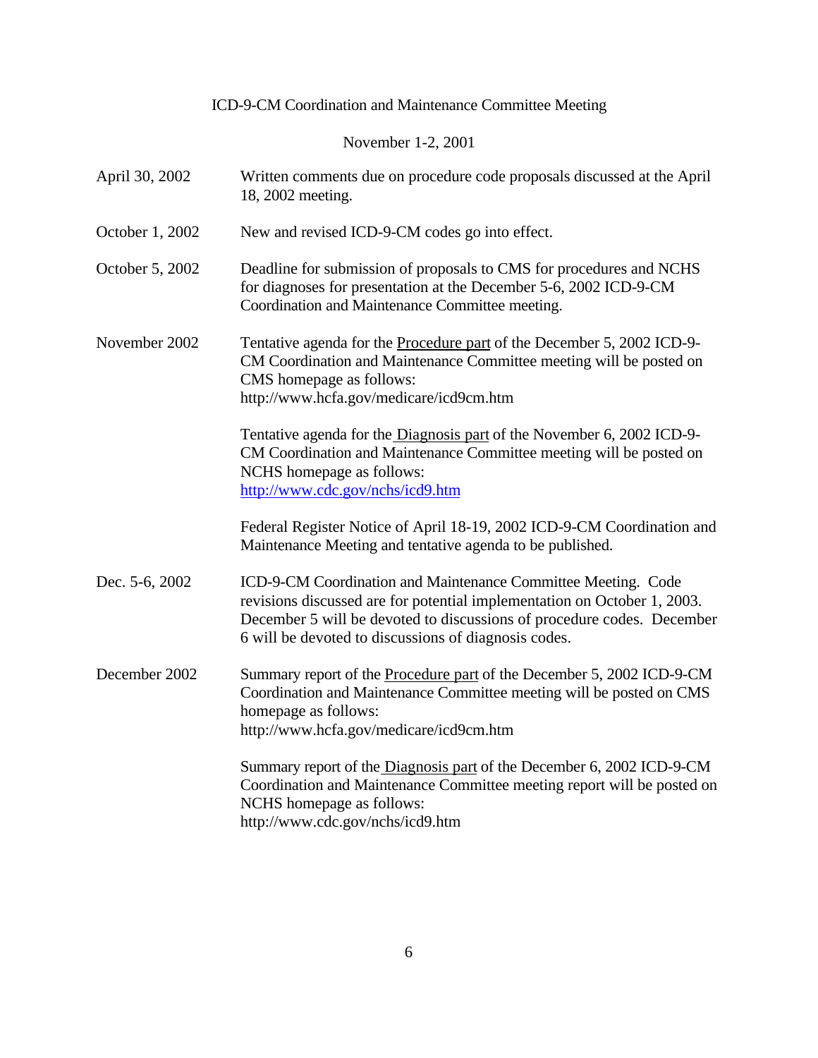ICD-9-CM Coordination and Maintenance Committee Meeting

November 1-2, 2001

| | |
|---|---|
| April 30, 2002 | Written comments due on procedure code proposals discussed at the April 18, 2002 meeting. |
| October 1, 2002 | New and revised ICD-9-CM codes go into effect. |
| October 5, 2002 | Deadline for submission of proposals to CMS for procedures and NCHS for diagnoses for presentation at the December 5-6, 2002 ICD-9-CM Coordination and Maintenance Committee meeting. |
| November 2002 | Tentative agenda for the Procedure part of the December 5, 2002 ICD-9-CM Coordination and Maintenance Committee meeting will be posted on CMS homepage as follows: http://www.hcfa.gov/medicare/icd9cm.htm |
| | Tentative agenda for the Diagnosis part of the November 6, 2002 ICD-9-CM Coordination and Maintenance Committee meeting will be posted on NCHS homepage as follows: http://www.cdc.gov/nchs/icd9.htm |
| | Federal Register Notice of April 18-19, 2002 ICD-9-CM Coordination and Maintenance Meeting and tentative agenda to be published. |
| Dec. 5-6, 2002 | ICD-9-CM Coordination and Maintenance Committee Meeting. Code revisions discussed are for potential implementation on October 1, 2003. December 5 will be devoted to discussions of procedure codes. December 6 will be devoted to discussions of diagnosis codes. |
| December 2002 | Summary report of the Procedure part of the December 5, 2002 ICD-9-CM Coordination and Maintenance Committee meeting will be posted on CMS homepage as follows: http://www.hcfa.gov/medicare/icd9cm.htm |
| | Summary report of the Diagnosis part of the December 6, 2002 ICD-9-CM Coordination and Maintenance Committee meeting report will be posted on NCHS homepage as follows: http://www.cdc.gov/nchs/icd9.htm |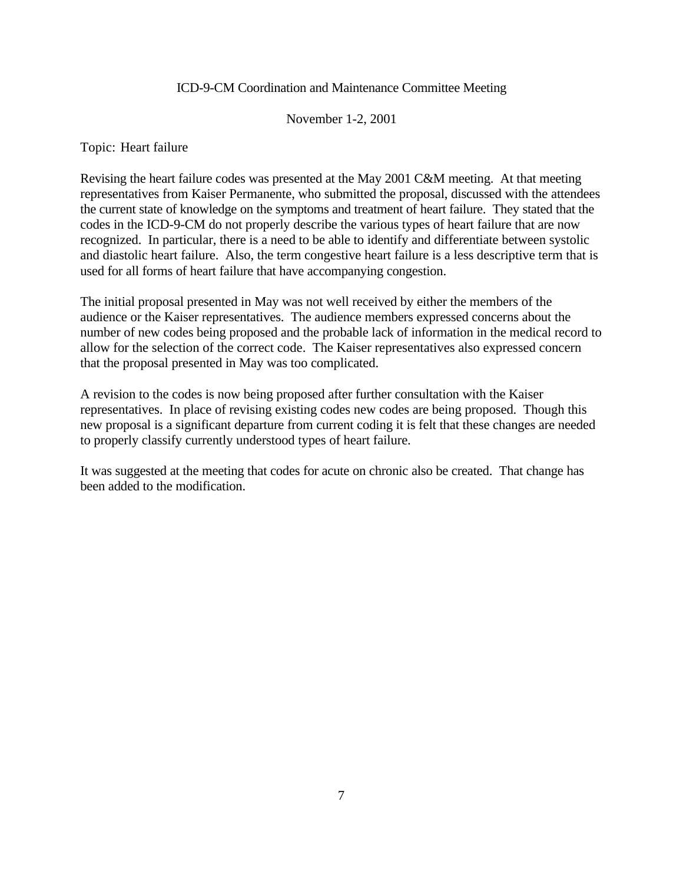ICD-9-CM Coordination and Maintenance Committee Meeting

November 1-2, 2001

Topic: Heart failure

Revising the heart failure codes was presented at the May 2001 C&M meeting. At that meeting representatives from Kaiser Permanente, who submitted the proposal, discussed with the attendees the current state of knowledge on the symptoms and treatment of heart failure. They stated that the codes in the ICD-9-CM do not properly describe the various types of heart failure that are now recognized. In particular, there is a need to be able to identify and differentiate between systolic and diastolic heart failure. Also, the term congestive heart failure is a less descriptive term that is used for all forms of heart failure that have accompanying congestion.

The initial proposal presented in May was not well received by either the members of the audience or the Kaiser representatives. The audience members expressed concerns about the number of new codes being proposed and the probable lack of information in the medical record to allow for the selection of the correct code. The Kaiser representatives also expressed concern that the proposal presented in May was too complicated.

A revision to the codes is now being proposed after further consultation with the Kaiser representatives. In place of revising existing codes new codes are being proposed. Though this new proposal is a significant departure from current coding it is felt that these changes are needed to properly classify currently understood types of heart failure.

It was suggested at the meeting that codes for acute on chronic also be created. That change has been added to the modification.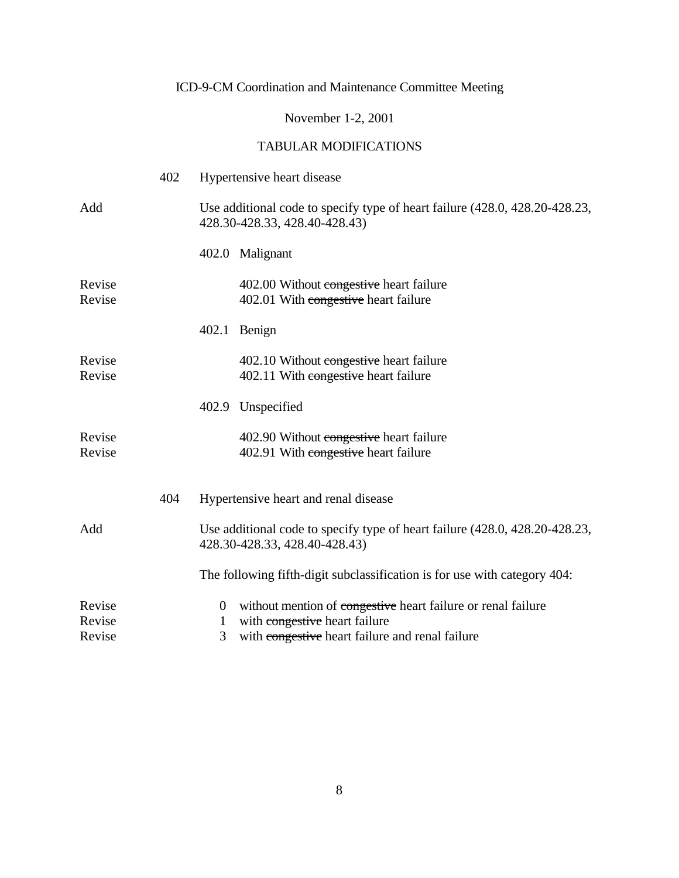ICD-9-CM Coordination and Maintenance Committee Meeting

November 1-2, 2001

TABULAR MODIFICATIONS

| | | |
|---|---|---|
| | 402 | Hypertensive heart disease |
| Add | | Use additional code to specify type of heart failure (428.0, 428.20-428.23, 428.30-428.33, 428.40-428.43) |
| | | 402.0 Malignant |
| Revise | | 402.00 Without ~~congestive~~ heart failure |
| Revise | | 402.01 With ~~congestive~~ heart failure |
| | | 402.1 Benign |
| Revise | | 402.10 Without ~~congestive~~ heart failure |
| Revise | | 402.11 With ~~congestive~~ heart failure |
| | | 402.9 Unspecified |
| Revise | | 402.90 Without ~~congestive~~ heart failure |
| Revise | | 402.91 With ~~congestive~~ heart failure |
| | 404 | Hypertensive heart and renal disease |
| Add | | Use additional code to specify type of heart failure (428.0, 428.20-428.23, 428.30-428.33, 428.40-428.43) |
| | | The following fifth-digit subclassification is for use with category 404: |
| Revise | | 0 without mention of ~~congestive~~ heart failure or renal failure |
| Revise | | 1 with ~~congestive~~ heart failure |
| Revise | | 3 with ~~congestive~~ heart failure and renal failure |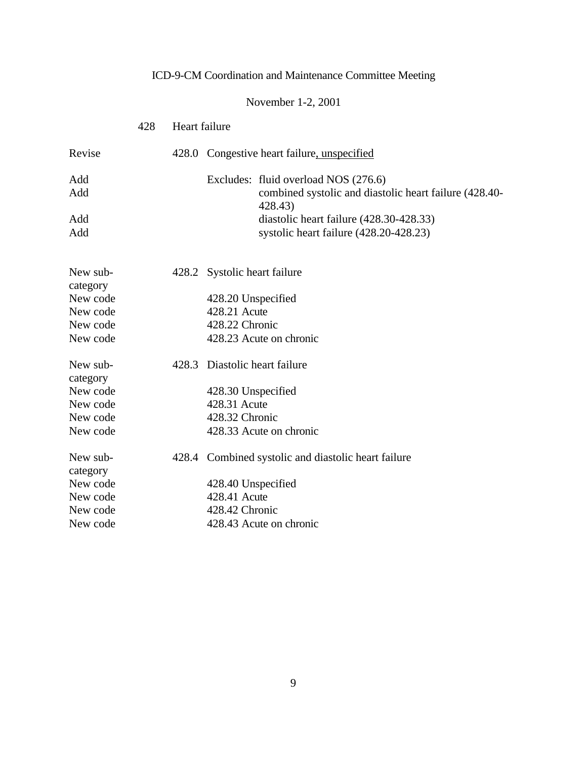ICD-9-CM Coordination and Maintenance Committee Meeting

November 1-2, 2001

428 Heart failure

| | | |
|---|---|---|
| Revise | 428.0 | Congestive heart failure<u>, unspecified</u> |
| Add | | Excludes: fluid overload NOS (276.6) |
| Add | | combined systolic and diastolic heart failure (428.40-428.43) |
| Add | | diastolic heart failure (428.30-428.33) |
| Add | | systolic heart failure (428.20-428.23) |
| New sub-category | 428.2 | Systolic heart failure |
| New code | | 428.20 Unspecified |
| New code | | 428.21 Acute |
| New code | | 428.22 Chronic |
| New code | | 428.23 Acute on chronic |
| New sub-category | 428.3 | Diastolic heart failure |
| New code | | 428.30 Unspecified |
| New code | | 428.31 Acute |
| New code | | 428.32 Chronic |
| New code | | 428.33 Acute on chronic |
| New sub-category | 428.4 | Combined systolic and diastolic heart failure |
| New code | | 428.40 Unspecified |
| New code | | 428.41 Acute |
| New code | | 428.42 Chronic |
| New code | | 428.43 Acute on chronic |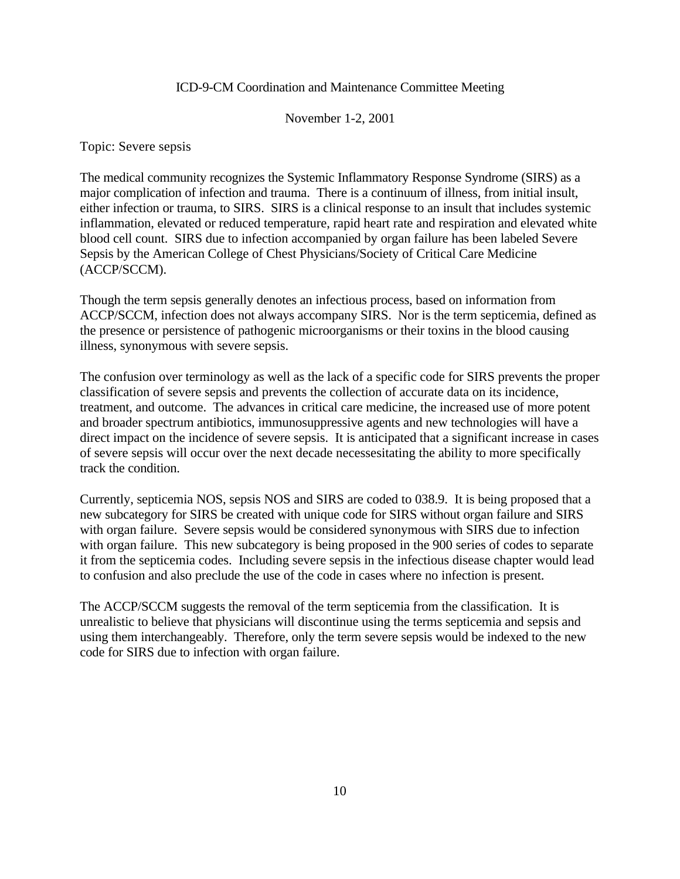ICD-9-CM Coordination and Maintenance Committee Meeting

November 1-2, 2001

Topic: Severe sepsis

The medical community recognizes the Systemic Inflammatory Response Syndrome (SIRS) as a major complication of infection and trauma. There is a continuum of illness, from initial insult, either infection or trauma, to SIRS. SIRS is a clinical response to an insult that includes systemic inflammation, elevated or reduced temperature, rapid heart rate and respiration and elevated white blood cell count. SIRS due to infection accompanied by organ failure has been labeled Severe Sepsis by the American College of Chest Physicians/Society of Critical Care Medicine (ACCP/SCCM).

Though the term sepsis generally denotes an infectious process, based on information from ACCP/SCCM, infection does not always accompany SIRS. Nor is the term septicemia, defined as the presence or persistence of pathogenic microorganisms or their toxins in the blood causing illness, synonymous with severe sepsis.

The confusion over terminology as well as the lack of a specific code for SIRS prevents the proper classification of severe sepsis and prevents the collection of accurate data on its incidence, treatment, and outcome. The advances in critical care medicine, the increased use of more potent and broader spectrum antibiotics, immunosuppressive agents and new technologies will have a direct impact on the incidence of severe sepsis. It is anticipated that a significant increase in cases of severe sepsis will occur over the next decade necessesitating the ability to more specifically track the condition.

Currently, septicemia NOS, sepsis NOS and SIRS are coded to 038.9. It is being proposed that a new subcategory for SIRS be created with unique code for SIRS without organ failure and SIRS with organ failure. Severe sepsis would be considered synonymous with SIRS due to infection with organ failure. This new subcategory is being proposed in the 900 series of codes to separate it from the septicemia codes. Including severe sepsis in the infectious disease chapter would lead to confusion and also preclude the use of the code in cases where no infection is present.

The ACCP/SCCM suggests the removal of the term septicemia from the classification. It is unrealistic to believe that physicians will discontinue using the terms septicemia and sepsis and using them interchangeably. Therefore, only the term severe sepsis would be indexed to the new code for SIRS due to infection with organ failure.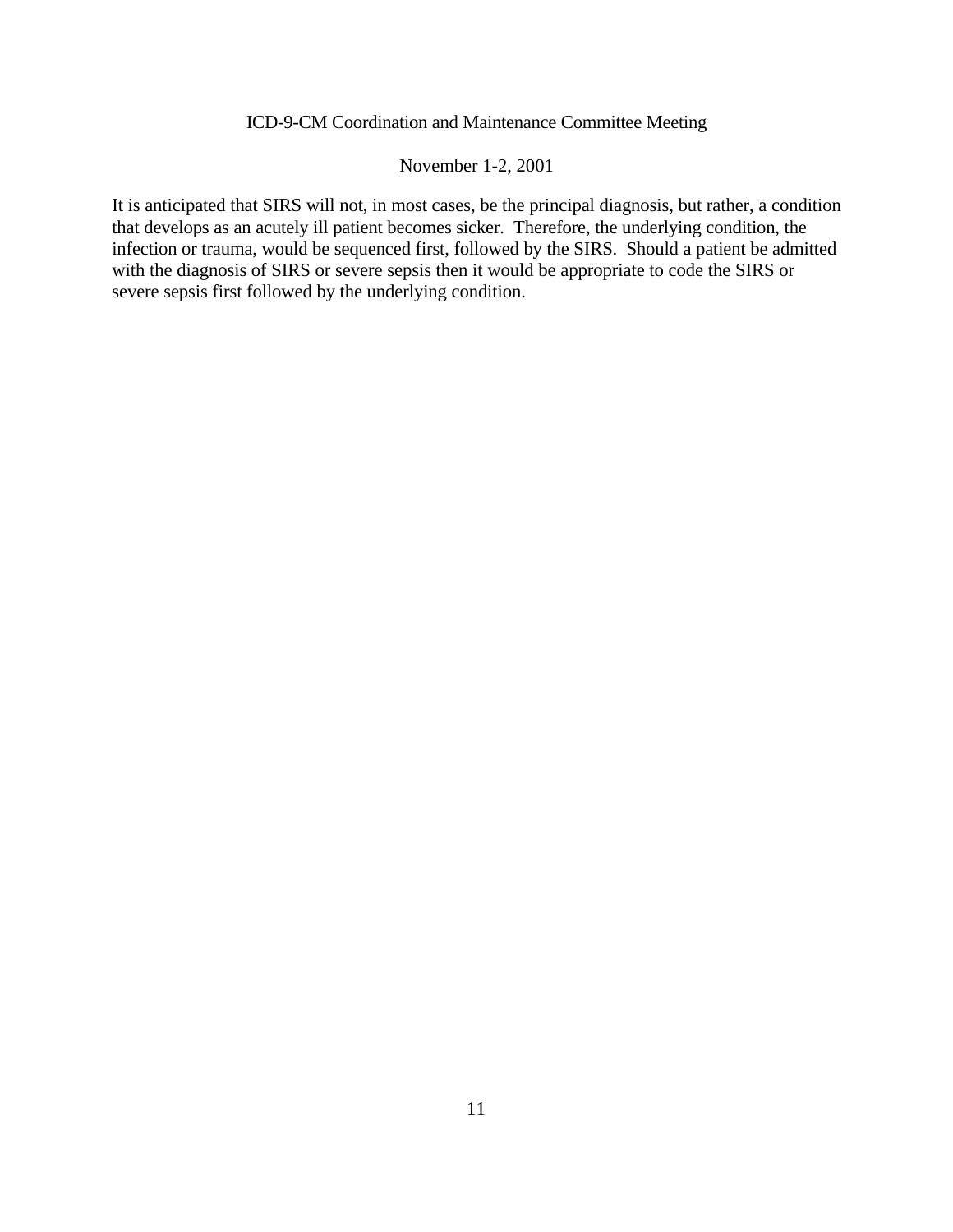It is anticipated that SIRS will not, in most cases, be the principal diagnosis, but rather, a condition that develops as an acutely ill patient becomes sicker. Therefore, the underlying condition, the infection or trauma, would be sequenced first, followed by the SIRS. Should a patient be admitted with the diagnosis of SIRS or severe sepsis then it would be appropriate to code the SIRS or severe sepsis first followed by the underlying condition.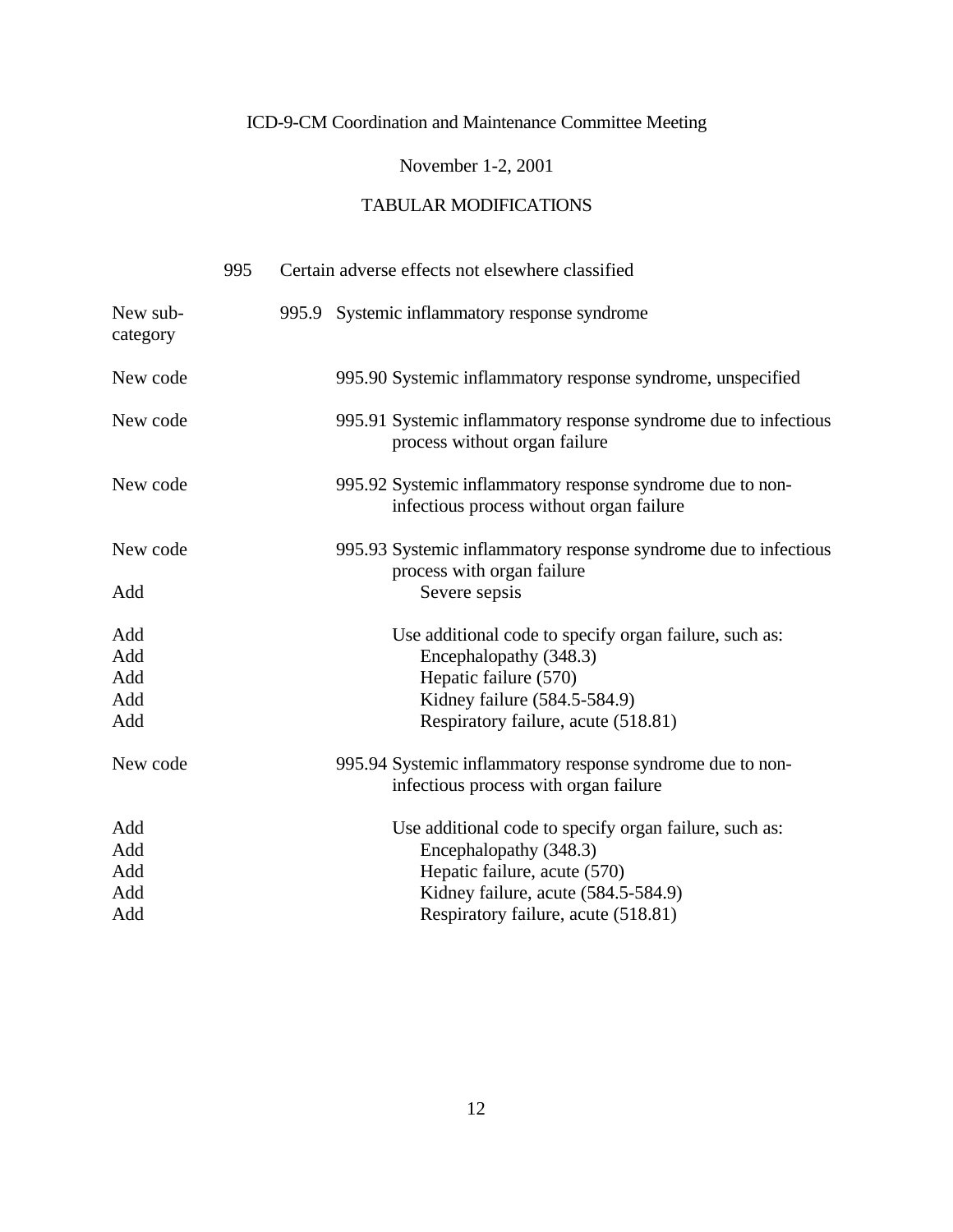ICD-9-CM Coordination and Maintenance Committee Meeting

November 1-2, 2001

TABULAR MODIFICATIONS

| | | |
|---|---|---|
| | 995 | Certain adverse effects not elsewhere classified |
| New sub-category | 995.9 | Systemic inflammatory response syndrome |
| New code | 995.90 | Systemic inflammatory response syndrome, unspecified |
| New code | 995.91 | Systemic inflammatory response syndrome due to infectious process without organ failure |
| New code | 995.92 | Systemic inflammatory response syndrome due to non-infectious process without organ failure |
| New code | 995.93 | Systemic inflammatory response syndrome due to infectious process with organ failure |
| Add | | Severe sepsis |
| Add | | Use additional code to specify organ failure, such as: |
| Add | | Encephalopathy (348.3) |
| Add | | Hepatic failure (570) |
| Add | | Kidney failure (584.5-584.9) |
| Add | | Respiratory failure, acute (518.81) |
| New code | 995.94 | Systemic inflammatory response syndrome due to non-infectious process with organ failure |
| Add | | Use additional code to specify organ failure, such as: |
| Add | | Encephalopathy (348.3) |
| Add | | Hepatic failure, acute (570) |
| Add | | Kidney failure, acute (584.5-584.9) |
| Add | | Respiratory failure, acute (518.81) |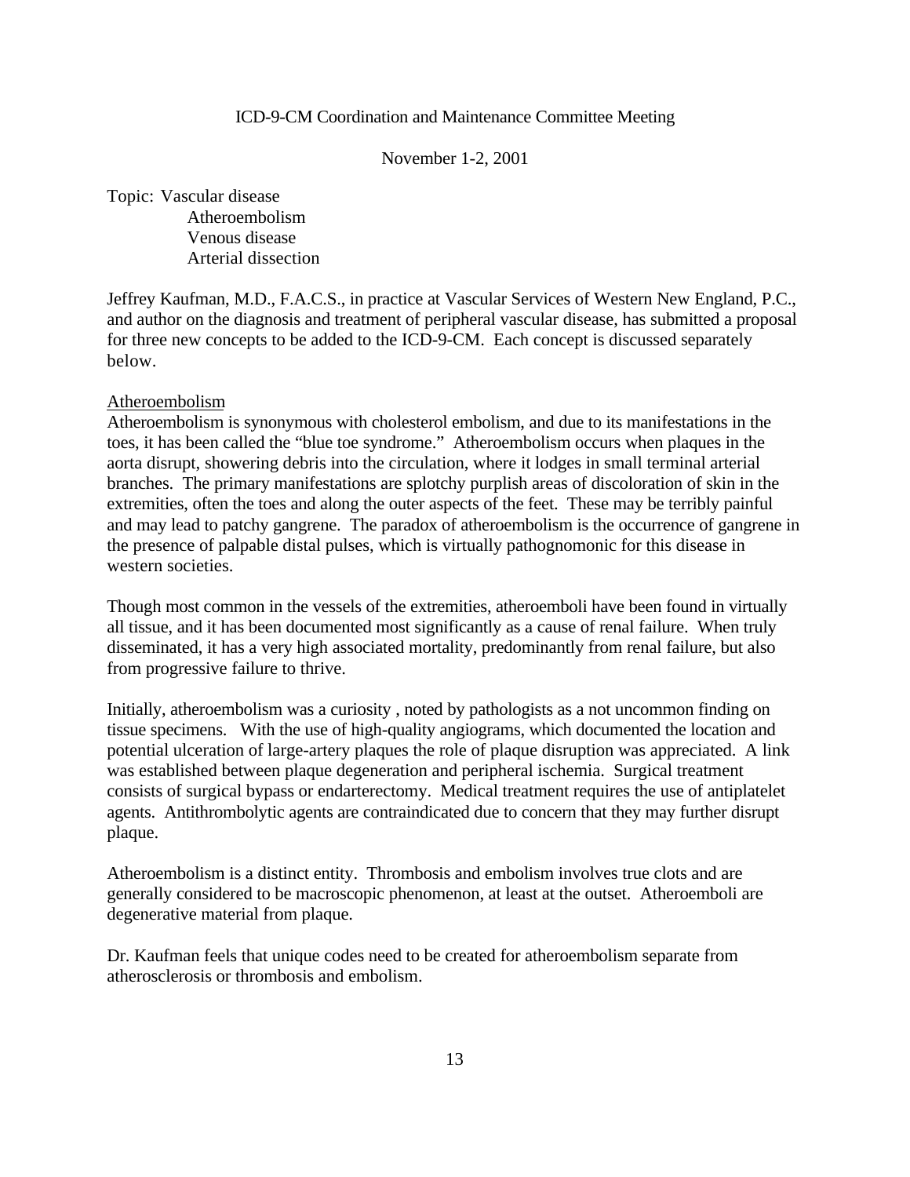ICD-9-CM Coordination and Maintenance Committee Meeting

November 1-2, 2001

Topic: Vascular disease
- Atheroembolism
- Venous disease
- Arterial dissection

Jeffrey Kaufman, M.D., F.A.C.S., in practice at Vascular Services of Western New England, P.C., and author on the diagnosis and treatment of peripheral vascular disease, has submitted a proposal for three new concepts to be added to the ICD-9-CM. Each concept is discussed separately below.

## Atheroembolism

Atheroembolism is synonymous with cholesterol embolism, and due to its manifestations in the toes, it has been called the "blue toe syndrome." Atheroembolism occurs when plaques in the aorta disrupt, showering debris into the circulation, where it lodges in small terminal arterial branches. The primary manifestations are splotchy purplish areas of discoloration of skin in the extremities, often the toes and along the outer aspects of the feet. These may be terribly painful and may lead to patchy gangrene. The paradox of atheroembolism is the occurrence of gangrene in the presence of palpable distal pulses, which is virtually pathognomonic for this disease in western societies.

Though most common in the vessels of the extremities, atheroemboli have been found in virtually all tissue, and it has been documented most significantly as a cause of renal failure. When truly disseminated, it has a very high associated mortality, predominantly from renal failure, but also from progressive failure to thrive.

Initially, atheroembolism was a curiosity , noted by pathologists as a not uncommon finding on tissue specimens. With the use of high-quality angiograms, which documented the location and potential ulceration of large-artery plaques the role of plaque disruption was appreciated. A link was established between plaque degeneration and peripheral ischemia. Surgical treatment consists of surgical bypass or endarterectomy. Medical treatment requires the use of antiplatelet agents. Antithrombolytic agents are contraindicated due to concern that they may further disrupt plaque.

Atheroembolism is a distinct entity. Thrombosis and embolism involves true clots and are generally considered to be macroscopic phenomenon, at least at the outset. Atheroemboli are degenerative material from plaque.

Dr. Kaufman feels that unique codes need to be created for atheroembolism separate from atherosclerosis or thrombosis and embolism.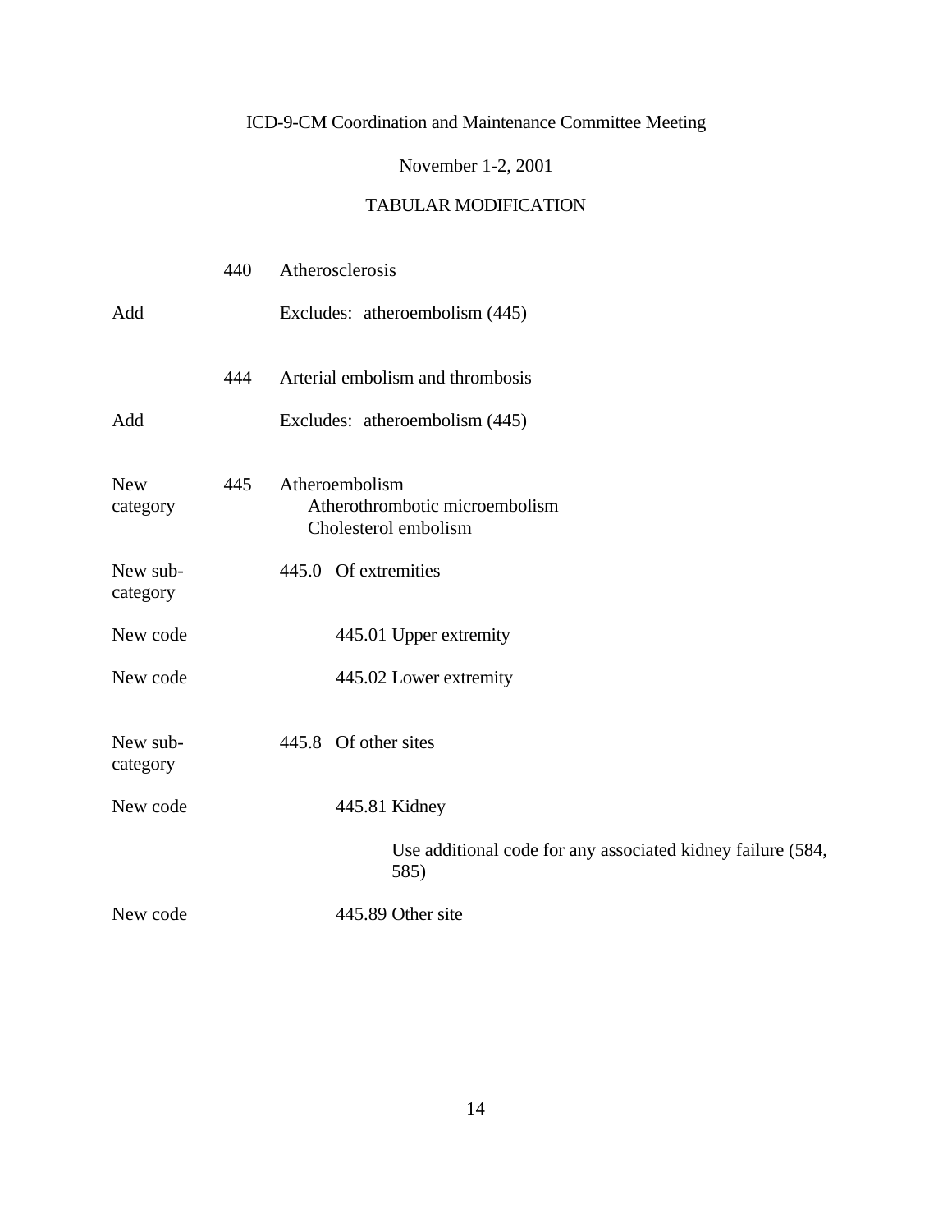ICD-9-CM Coordination and Maintenance Committee Meeting

November 1-2, 2001

TABULAR MODIFICATION

| | | |
|---|---|---|
| | 440 | Atherosclerosis |
| Add | | Excludes: atheroembolism (445) |
| | 444 | Arterial embolism and thrombosis |
| Add | | Excludes: atheroembolism (445) |
| New category | 445 | Atheroembolism<br>Atherothrombotic microembolism<br>Cholesterol embolism |
| New sub-category | | 445.0 Of extremities |
| New code | | 445.01 Upper extremity |
| New code | | 445.02 Lower extremity |
| New sub-category | | 445.8 Of other sites |
| New code | | 445.81 Kidney<br>Use additional code for any associated kidney failure (584, 585) |
| New code | | 445.89 Other site |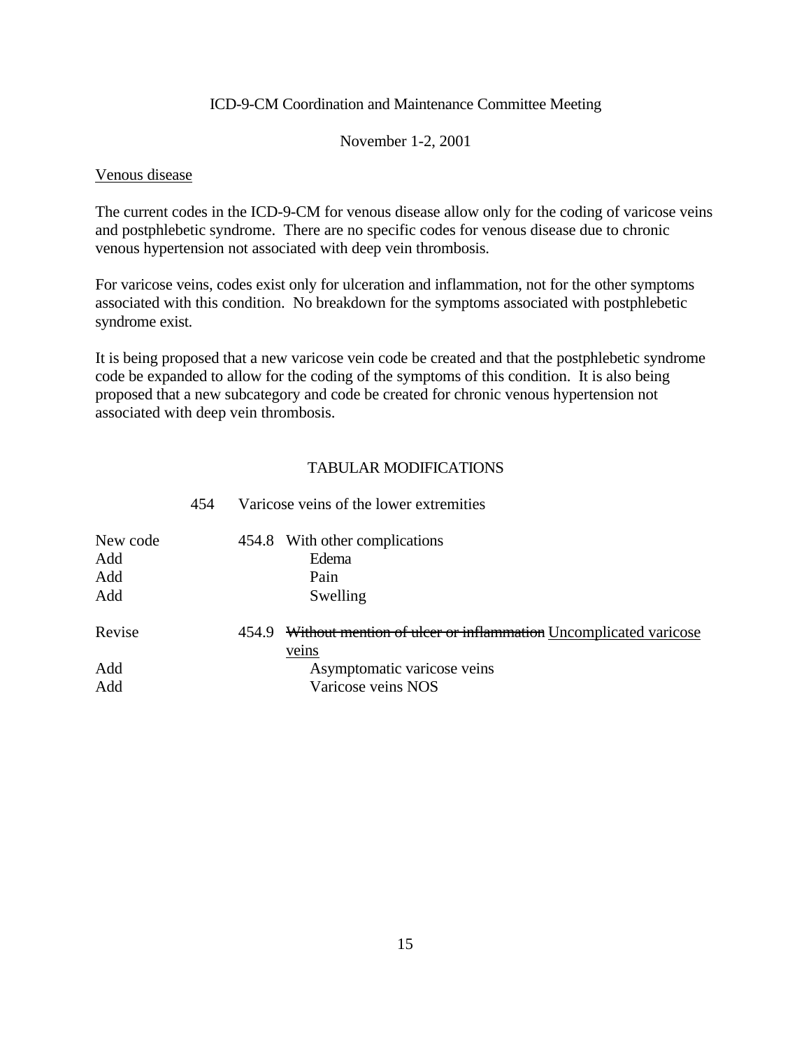ICD-9-CM Coordination and Maintenance Committee Meeting

November 1-2, 2001

## Venous disease

The current codes in the ICD-9-CM for venous disease allow only for the coding of varicose veins and postphlebetic syndrome. There are no specific codes for venous disease due to chronic venous hypertension not associated with deep vein thrombosis.

For varicose veins, codes exist only for ulceration and inflammation, not for the other symptoms associated with this condition. No breakdown for the symptoms associated with postphlebetic syndrome exist.

It is being proposed that a new varicose vein code be created and that the postphlebetic syndrome code be expanded to allow for the coding of the symptoms of this condition. It is also being proposed that a new subcategory and code be created for chronic venous hypertension not associated with deep vein thrombosis.

### TABULAR MODIFICATIONS

| | | |
|---|---|---|
| | 454 | Varicose veins of the lower extremities |
| New code | 454.8 | With other complications |
| Add | | Edema |
| Add | | Pain |
| Add | | Swelling |
| Revise | 454.9 | ~~Without mention of ulcer or inflammation~~ <u>Uncomplicated varicose veins</u> |
| Add | | Asymptomatic varicose veins |
| Add | | Varicose veins NOS |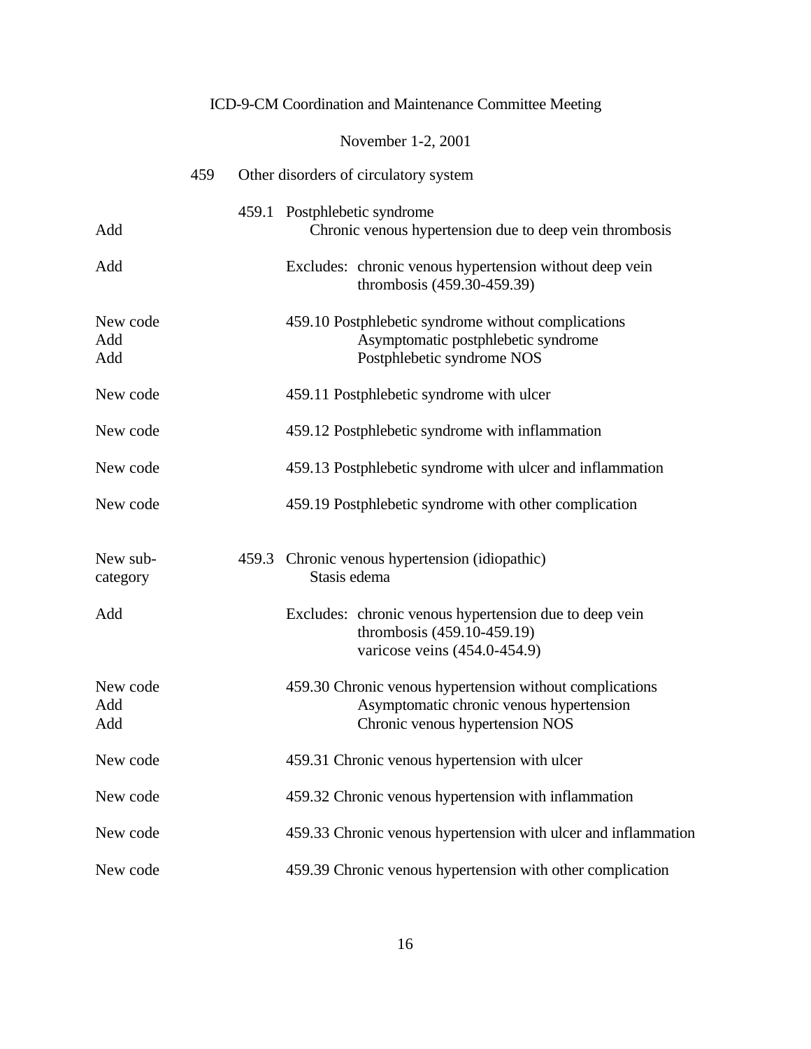ICD-9-CM Coordination and Maintenance Committee Meeting

November 1-2, 2001

| | | |
|---|---|---|
| | 459 | Other disorders of circulatory system |
| | 459.1 | Postphlebetic syndrome |
| Add | | Chronic venous hypertension due to deep vein thrombosis |
| Add | | Excludes: chronic venous hypertension without deep vein thrombosis (459.30-459.39) |
| New code | 459.10 | Postphlebetic syndrome without complications |
| Add | | Asymptomatic postphlebetic syndrome |
| Add | | Postphlebetic syndrome NOS |
| New code | 459.11 | Postphlebetic syndrome with ulcer |
| New code | 459.12 | Postphlebetic syndrome with inflammation |
| New code | 459.13 | Postphlebetic syndrome with ulcer and inflammation |
| New code | 459.19 | Postphlebetic syndrome with other complication |
| New sub-category | 459.3 | Chronic venous hypertension (idiopathic) |
| | | Stasis edema |
| Add | | Excludes: chronic venous hypertension due to deep vein thrombosis (459.10-459.19) |
| | | varicose veins (454.0-454.9) |
| New code | 459.30 | Chronic venous hypertension without complications |
| Add | | Asymptomatic chronic venous hypertension |
| Add | | Chronic venous hypertension NOS |
| New code | 459.31 | Chronic venous hypertension with ulcer |
| New code | 459.32 | Chronic venous hypertension with inflammation |
| New code | 459.33 | Chronic venous hypertension with ulcer and inflammation |
| New code | 459.39 | Chronic venous hypertension with other complication |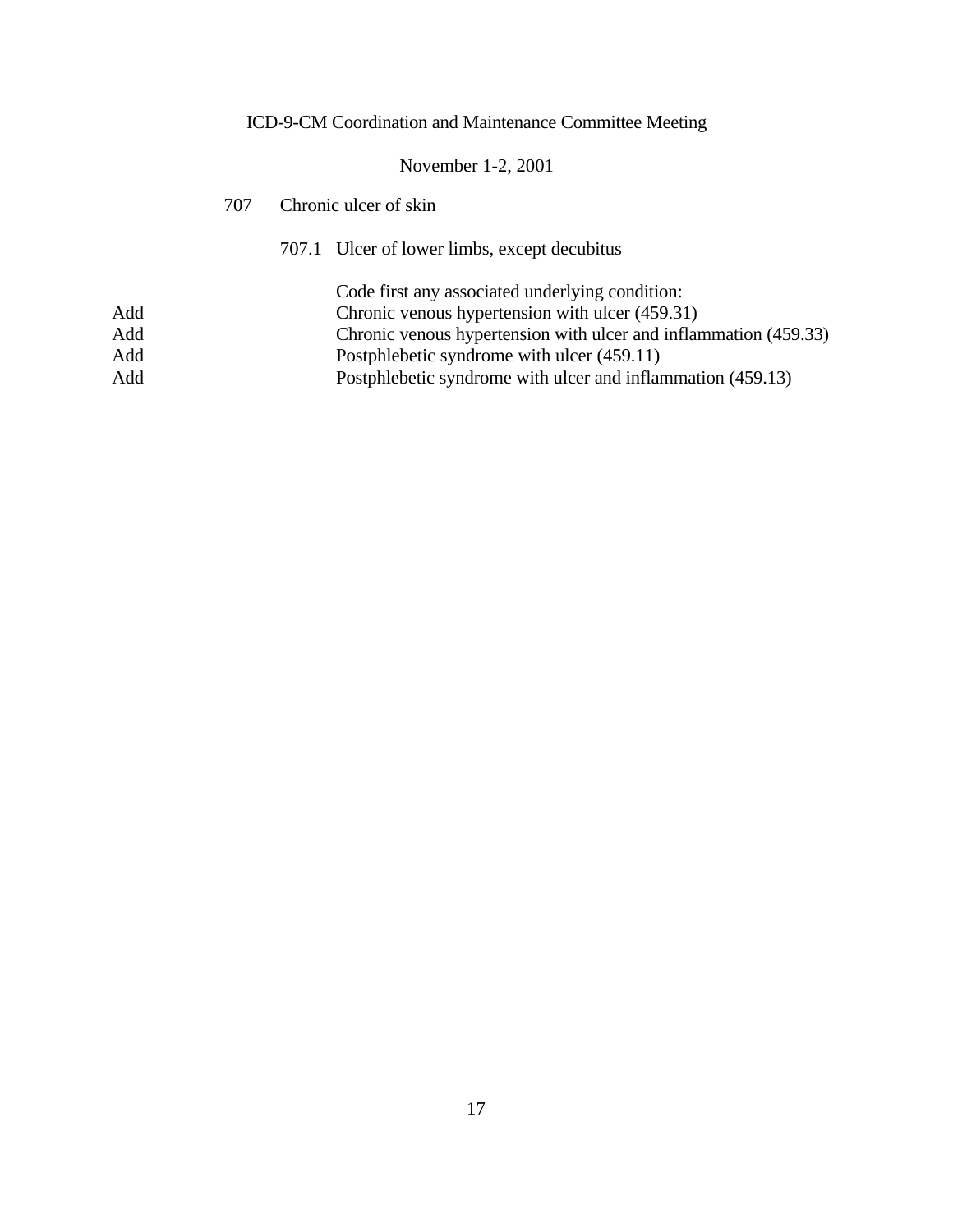707 Chronic ulcer of skin

707.1 Ulcer of lower limbs, except decubitus

Code first any associated underlying condition:

Add Chronic venous hypertension with ulcer (459.31)

Add Chronic venous hypertension with ulcer and inflammation (459.33)

Add Postphlebetic syndrome with ulcer (459.11)

Add Postphlebetic syndrome with ulcer and inflammation (459.13)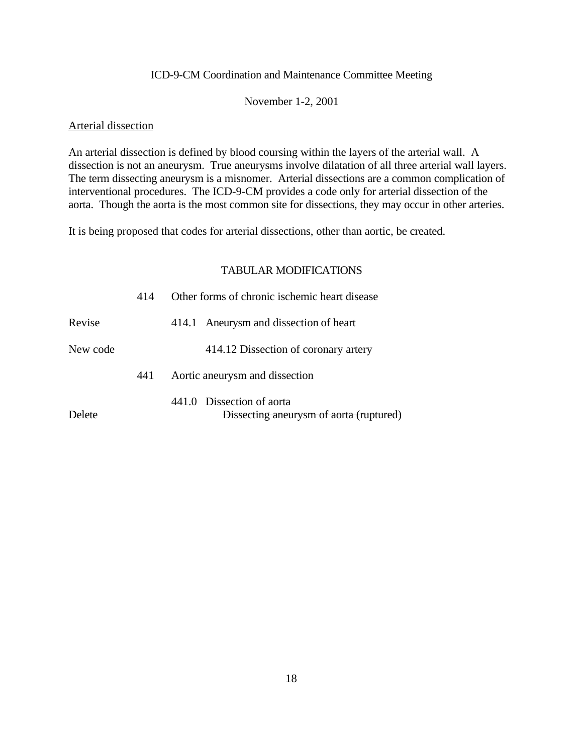ICD-9-CM Coordination and Maintenance Committee Meeting

November 1-2, 2001

<u>Arterial dissection</u>

An arterial dissection is defined by blood coursing within the layers of the arterial wall. A dissection is not an aneurysm. True aneurysms involve dilatation of all three arterial wall layers. The term dissecting aneurysm is a misnomer. Arterial dissections are a common complication of interventional procedures. The ICD-9-CM provides a code only for arterial dissection of the aorta. Though the aorta is the most common site for dissections, they may occur in other arteries.

It is being proposed that codes for arterial dissections, other than aortic, be created.

TABULAR MODIFICATIONS

| | | |
|---|---|---|
| | 414 | Other forms of chronic ischemic heart disease |
| Revise | | 414.1 Aneurysm <u>and dissection</u> of heart |
| New code | | 414.12 Dissection of coronary artery |
| | 441 | Aortic aneurysm and dissection |
| | | 441.0 Dissection of aorta |
| Delete | | ~~Dissecting aneurysm of aorta (ruptured)~~ |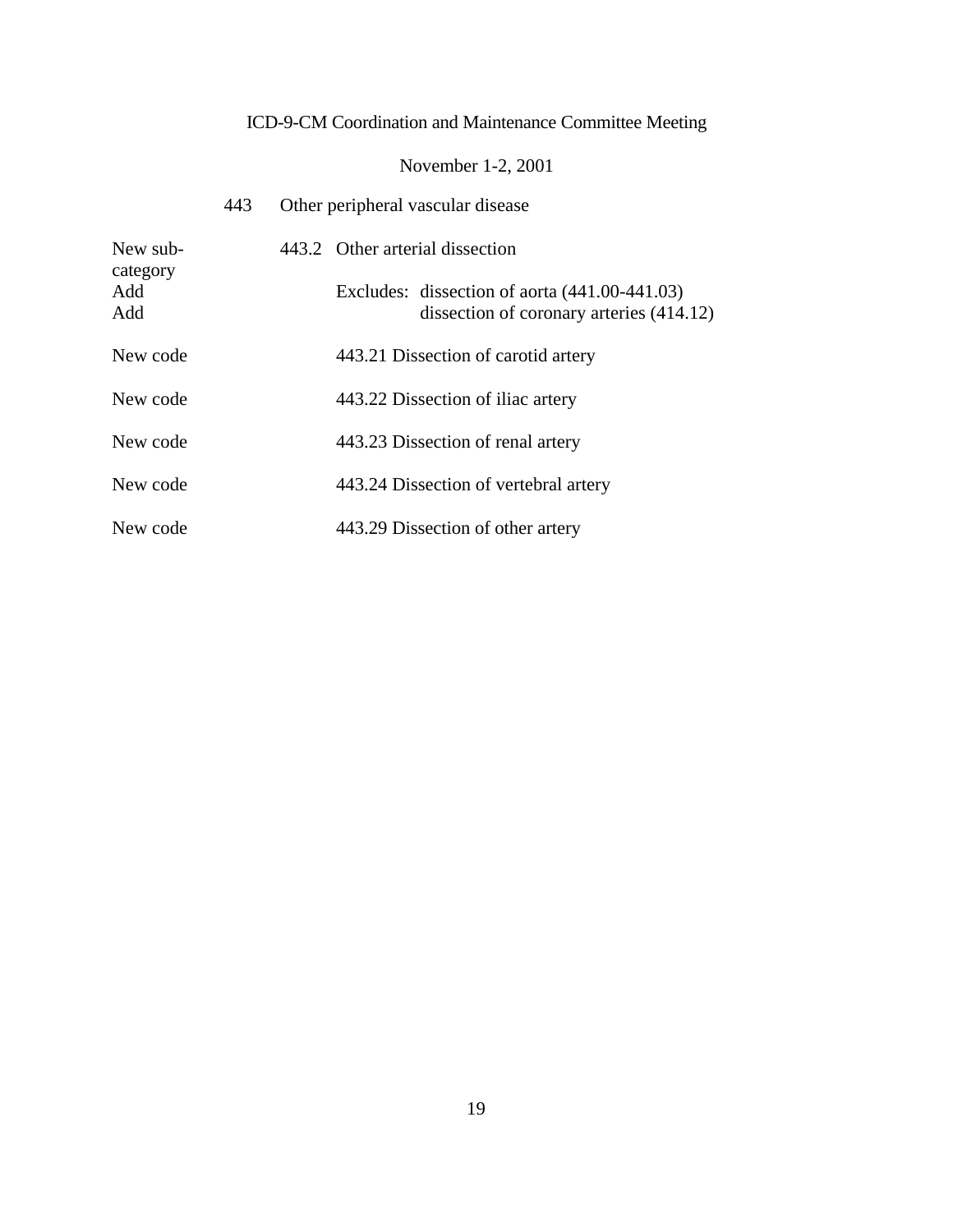443 Other peripheral vascular disease

| | | |
|---|---|---|
| New sub-category | 443.2 | Other arterial dissection |
| Add | | Excludes: dissection of aorta (441.00-441.03) |
| Add | | dissection of coronary arteries (414.12) |
| New code | | 443.21 Dissection of carotid artery |
| New code | | 443.22 Dissection of iliac artery |
| New code | | 443.23 Dissection of renal artery |
| New code | | 443.24 Dissection of vertebral artery |
| New code | | 443.29 Dissection of other artery |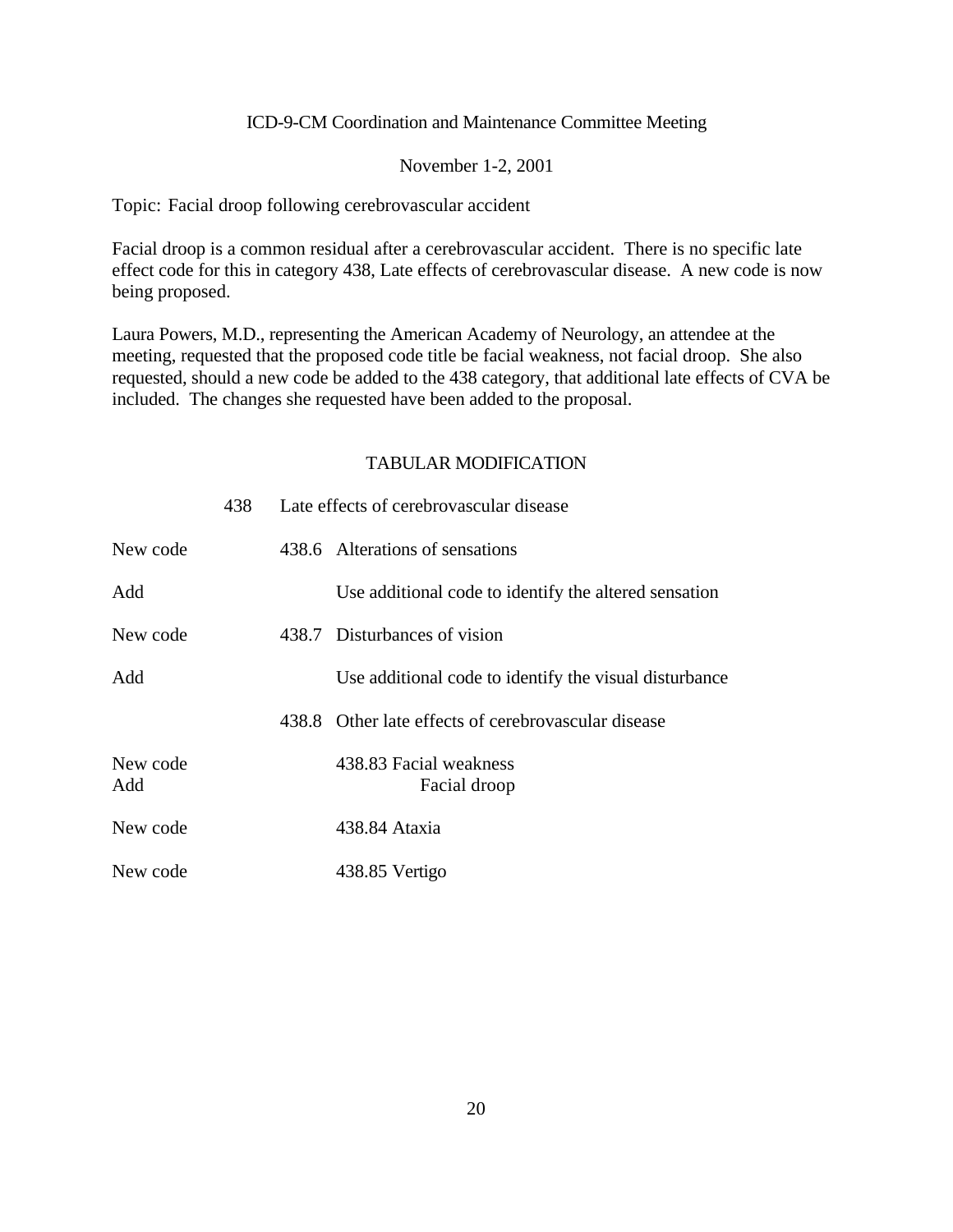ICD-9-CM Coordination and Maintenance Committee Meeting

November 1-2, 2001

Topic: Facial droop following cerebrovascular accident

Facial droop is a common residual after a cerebrovascular accident. There is no specific late effect code for this in category 438, Late effects of cerebrovascular disease. A new code is now being proposed.

Laura Powers, M.D., representing the American Academy of Neurology, an attendee at the meeting, requested that the proposed code title be facial weakness, not facial droop. She also requested, should a new code be added to the 438 category, that additional late effects of CVA be included. The changes she requested have been added to the proposal.

## TABULAR MODIFICATION

| | | |
|---|---|---|
| | 438 | Late effects of cerebrovascular disease |
| New code | 438.6 | Alterations of sensations |
| Add | | Use additional code to identify the altered sensation |
| New code | 438.7 | Disturbances of vision |
| Add | | Use additional code to identify the visual disturbance |
| | 438.8 | Other late effects of cerebrovascular disease |
| New code | | 438.83 Facial weakness |
| Add | | Facial droop |
| New code | | 438.84 Ataxia |
| New code | | 438.85 Vertigo |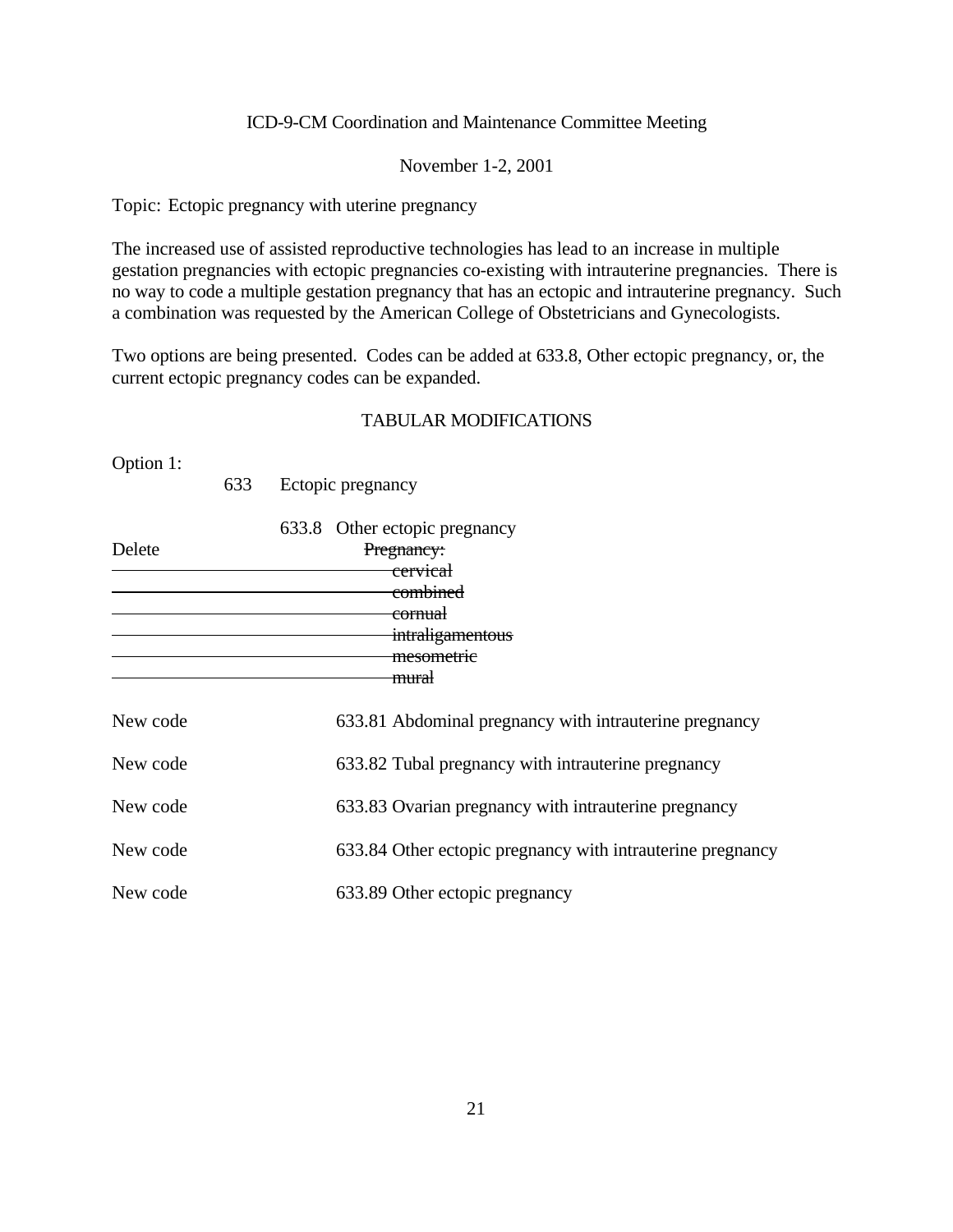ICD-9-CM Coordination and Maintenance Committee Meeting

November 1-2, 2001

Topic: Ectopic pregnancy with uterine pregnancy

The increased use of assisted reproductive technologies has lead to an increase in multiple gestation pregnancies with ectopic pregnancies co-existing with intrauterine pregnancies. There is no way to code a multiple gestation pregnancy that has an ectopic and intrauterine pregnancy. Such a combination was requested by the American College of Obstetricians and Gynecologists.

Two options are being presented. Codes can be added at 633.8, Other ectopic pregnancy, or, the current ectopic pregnancy codes can be expanded.

TABULAR MODIFICATIONS

Option 1:

633 Ectopic pregnancy

633.8 Other ectopic pregnancy

Delete ~~Pregnancy:~~
~~cervical~~
~~combined~~
~~cornual~~
~~intraligamentous~~
~~mesometric~~
~~mural~~

New code 633.81 Abdominal pregnancy with intrauterine pregnancy

New code 633.82 Tubal pregnancy with intrauterine pregnancy

New code 633.83 Ovarian pregnancy with intrauterine pregnancy

New code 633.84 Other ectopic pregnancy with intrauterine pregnancy

New code 633.89 Other ectopic pregnancy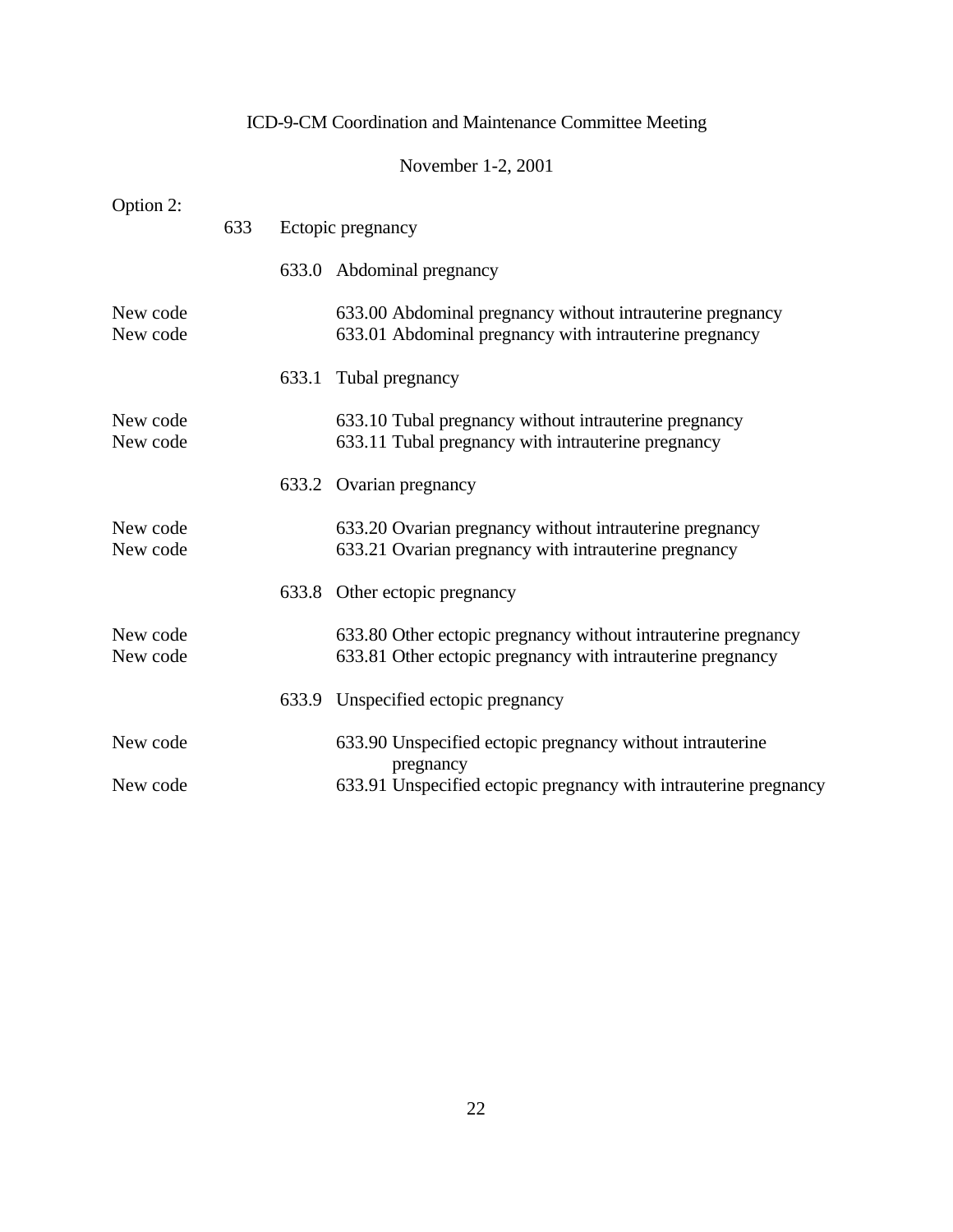Option 2:

633 Ectopic pregnancy

633.0 Abdominal pregnancy

New code 633.00 Abdominal pregnancy without intrauterine pregnancy
New code 633.01 Abdominal pregnancy with intrauterine pregnancy

633.1 Tubal pregnancy

New code 633.10 Tubal pregnancy without intrauterine pregnancy
New code 633.11 Tubal pregnancy with intrauterine pregnancy

633.2 Ovarian pregnancy

New code 633.20 Ovarian pregnancy without intrauterine pregnancy
New code 633.21 Ovarian pregnancy with intrauterine pregnancy

633.8 Other ectopic pregnancy

New code 633.80 Other ectopic pregnancy without intrauterine pregnancy
New code 633.81 Other ectopic pregnancy with intrauterine pregnancy

633.9 Unspecified ectopic pregnancy

New code 633.90 Unspecified ectopic pregnancy without intrauterine pregnancy
New code 633.91 Unspecified ectopic pregnancy with intrauterine pregnancy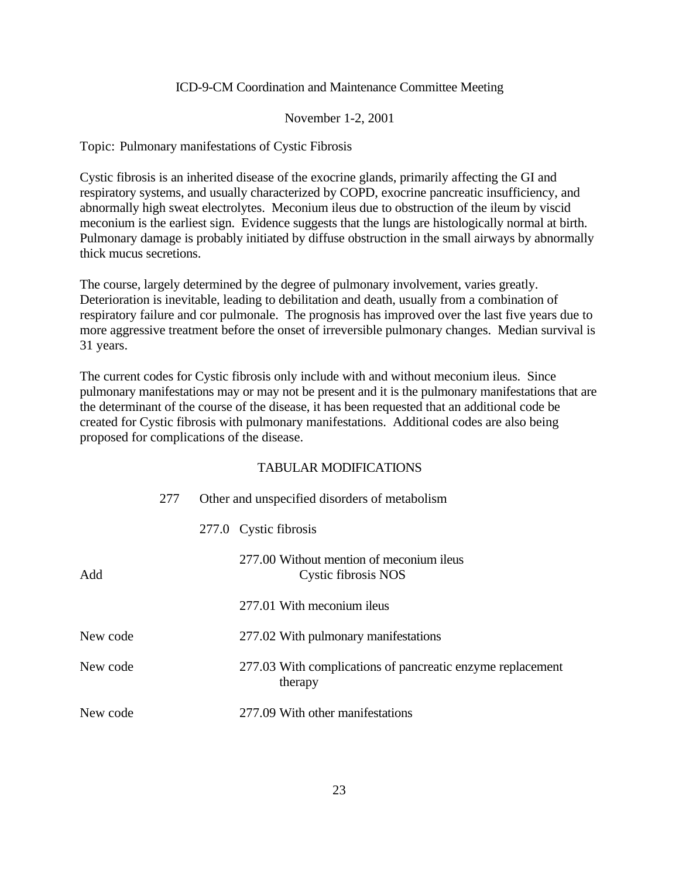ICD-9-CM Coordination and Maintenance Committee Meeting

November 1-2, 2001

Topic: Pulmonary manifestations of Cystic Fibrosis

Cystic fibrosis is an inherited disease of the exocrine glands, primarily affecting the GI and respiratory systems, and usually characterized by COPD, exocrine pancreatic insufficiency, and abnormally high sweat electrolytes. Meconium ileus due to obstruction of the ileum by viscid meconium is the earliest sign. Evidence suggests that the lungs are histologically normal at birth. Pulmonary damage is probably initiated by diffuse obstruction in the small airways by abnormally thick mucus secretions.

The course, largely determined by the degree of pulmonary involvement, varies greatly. Deterioration is inevitable, leading to debilitation and death, usually from a combination of respiratory failure and cor pulmonale. The prognosis has improved over the last five years due to more aggressive treatment before the onset of irreversible pulmonary changes. Median survival is 31 years.

The current codes for Cystic fibrosis only include with and without meconium ileus. Since pulmonary manifestations may or may not be present and it is the pulmonary manifestations that are the determinant of the course of the disease, it has been requested that an additional code be created for Cystic fibrosis with pulmonary manifestations. Additional codes are also being proposed for complications of the disease.

## TABULAR MODIFICATIONS

| | | |
|---|---|---|
| | 277 | Other and unspecified disorders of metabolism |
| | 277.0 | Cystic fibrosis |
| | 277.00 | Without mention of meconium ileus |
| Add | | Cystic fibrosis NOS |
| | 277.01 | With meconium ileus |
| New code | 277.02 | With pulmonary manifestations |
| New code | 277.03 | With complications of pancreatic enzyme replacement therapy |
| New code | 277.09 | With other manifestations |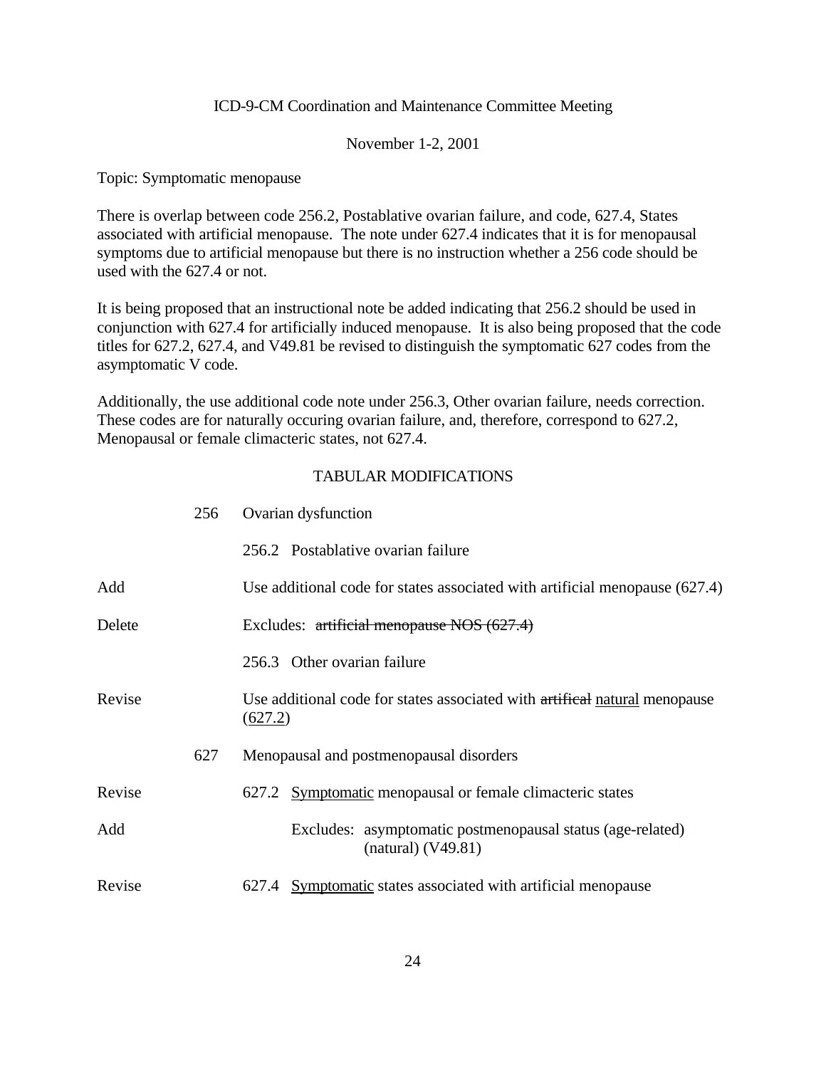ICD-9-CM Coordination and Maintenance Committee Meeting

November 1-2, 2001

Topic: Symptomatic menopause

There is overlap between code 256.2, Postablative ovarian failure, and code, 627.4, States associated with artificial menopause. The note under 627.4 indicates that it is for menopausal symptoms due to artificial menopause but there is no instruction whether a 256 code should be used with the 627.4 or not.

It is being proposed that an instructional note be added indicating that 256.2 should be used in conjunction with 627.4 for artificially induced menopause. It is also being proposed that the code titles for 627.2, 627.4, and V49.81 be revised to distinguish the symptomatic 627 codes from the asymptomatic V code.

Additionally, the use additional code note under 256.3, Other ovarian failure, needs correction. These codes are for naturally occuring ovarian failure, and, therefore, correspond to 627.2, Menopausal or female climacteric states, not 627.4.

## TABULAR MODIFICATIONS

| | | |
|---|---|---|
| | 256 | Ovarian dysfunction |
| | | 256.2 Postablative ovarian failure |
| Add | | Use additional code for states associated with artificial menopause (627.4) |
| Delete | | Excludes: ~~artificial menopause NOS (627.4)~~ |
| | | 256.3 Other ovarian failure |
| Revise | | Use additional code for states associated with ~~artifical~~ <u>natural</u> menopause (<u>627.2</u>) |
| | 627 | Menopausal and postmenopausal disorders |
| Revise | | 627.2 <u>Symptomatic</u> menopausal or female climacteric states |
| Add | | Excludes: asymptomatic postmenopausal status (age-related) (natural) (V49.81) |
| Revise | | 627.4 <u>Symptomatic</u> states associated with artificial menopause |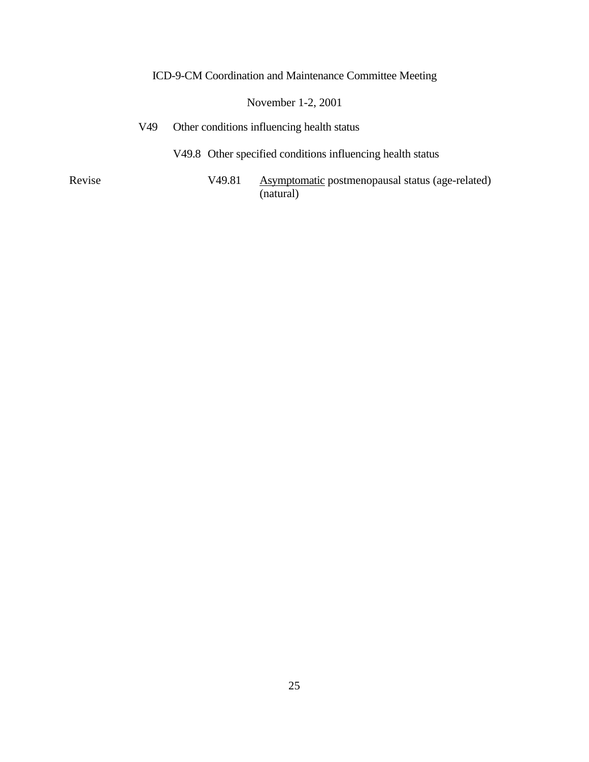ICD-9-CM Coordination and Maintenance Committee Meeting

November 1-2, 2001

V49 Other conditions influencing health status

V49.8 Other specified conditions influencing health status

Revise V49.81 <u>Asymptomatic</u> postmenopausal status (age-related) (natural)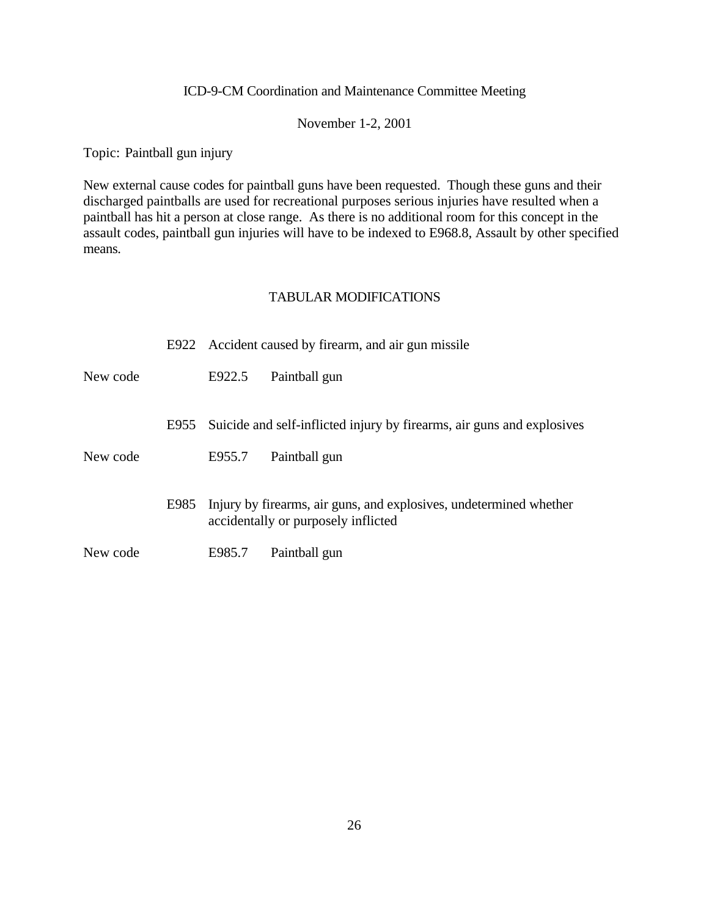ICD-9-CM Coordination and Maintenance Committee Meeting

November 1-2, 2001

Topic: Paintball gun injury

New external cause codes for paintball guns have been requested. Though these guns and their discharged paintballs are used for recreational purposes serious injuries have resulted when a paintball has hit a person at close range. As there is no additional room for this concept in the assault codes, paintball gun injuries will have to be indexed to E968.8, Assault by other specified means.

## TABULAR MODIFICATIONS

E922 Accident caused by firearm, and air gun missile

New code E922.5 Paintball gun

E955 Suicide and self-inflicted injury by firearms, air guns and explosives

New code E955.7 Paintball gun

E985 Injury by firearms, air guns, and explosives, undetermined whether accidentally or purposely inflicted

New code E985.7 Paintball gun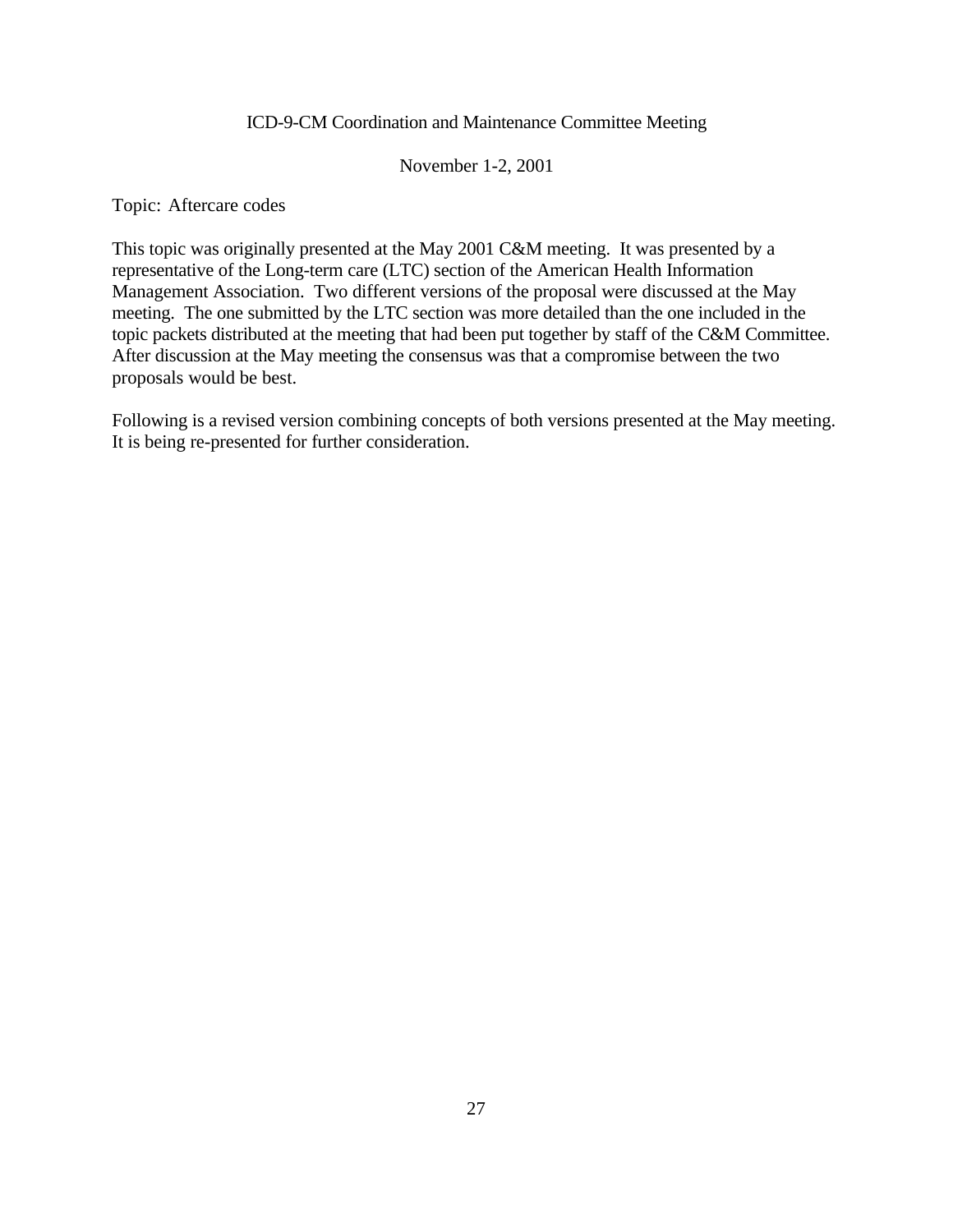ICD-9-CM Coordination and Maintenance Committee Meeting

November 1-2, 2001

Topic: Aftercare codes

This topic was originally presented at the May 2001 C&M meeting. It was presented by a representative of the Long-term care (LTC) section of the American Health Information Management Association. Two different versions of the proposal were discussed at the May meeting. The one submitted by the LTC section was more detailed than the one included in the topic packets distributed at the meeting that had been put together by staff of the C&M Committee. After discussion at the May meeting the consensus was that a compromise between the two proposals would be best.

Following is a revised version combining concepts of both versions presented at the May meeting. It is being re-presented for further consideration.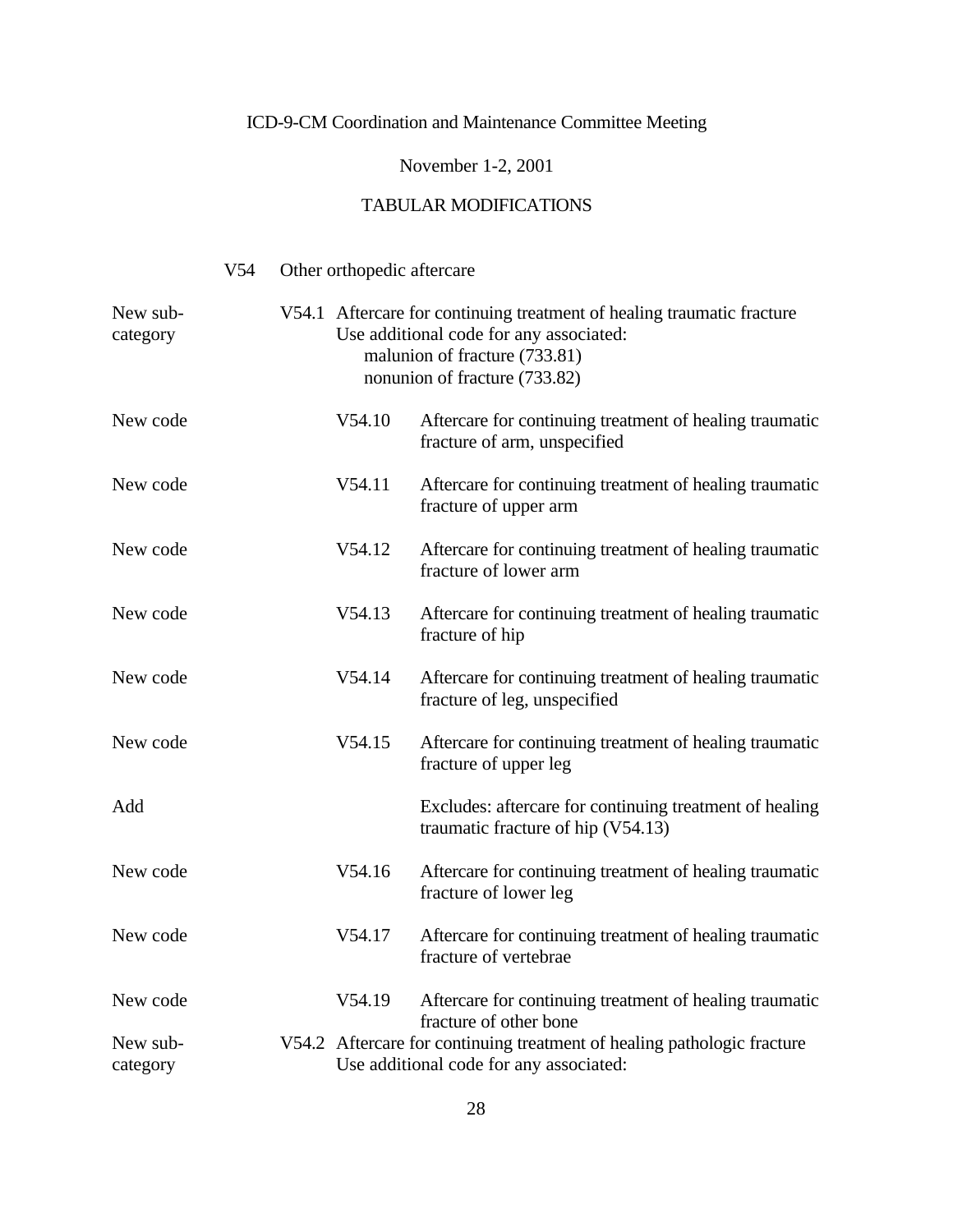ICD-9-CM Coordination and Maintenance Committee Meeting

November 1-2, 2001

TABULAR MODIFICATIONS

| | | | |
|---|---|---|---|
| | V54 | | Other orthopedic aftercare |
| New sub-category | | V54.1 | Aftercare for continuing treatment of healing traumatic fracture<br>Use additional code for any associated:<br>malunion of fracture (733.81)<br>nonunion of fracture (733.82) |
| New code | | V54.10 | Aftercare for continuing treatment of healing traumatic fracture of arm, unspecified |
| New code | | V54.11 | Aftercare for continuing treatment of healing traumatic fracture of upper arm |
| New code | | V54.12 | Aftercare for continuing treatment of healing traumatic fracture of lower arm |
| New code | | V54.13 | Aftercare for continuing treatment of healing traumatic fracture of hip |
| New code | | V54.14 | Aftercare for continuing treatment of healing traumatic fracture of leg, unspecified |
| New code | | V54.15 | Aftercare for continuing treatment of healing traumatic fracture of upper leg |
| Add | | | Excludes: aftercare for continuing treatment of healing traumatic fracture of hip (V54.13) |
| New code | | V54.16 | Aftercare for continuing treatment of healing traumatic fracture of lower leg |
| New code | | V54.17 | Aftercare for continuing treatment of healing traumatic fracture of vertebrae |
| New code | | V54.19 | Aftercare for continuing treatment of healing traumatic fracture of other bone |
| New sub-category | | V54.2 | Aftercare for continuing treatment of healing pathologic fracture<br>Use additional code for any associated: |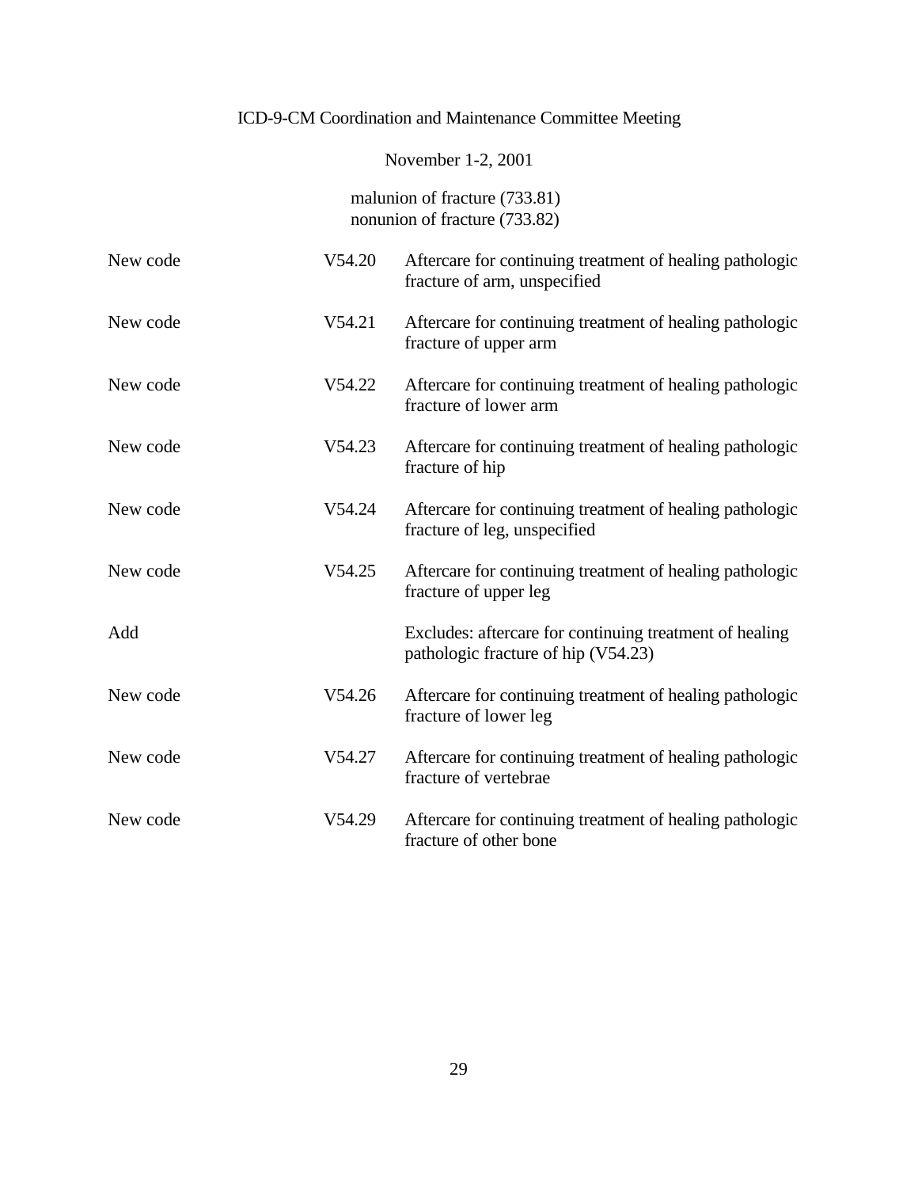malunion of fracture (733.81)
nonunion of fracture (733.82)

| | | |
|---|---|---|
| New code | V54.20 | Aftercare for continuing treatment of healing pathologic fracture of arm, unspecified |
| New code | V54.21 | Aftercare for continuing treatment of healing pathologic fracture of upper arm |
| New code | V54.22 | Aftercare for continuing treatment of healing pathologic fracture of lower arm |
| New code | V54.23 | Aftercare for continuing treatment of healing pathologic fracture of hip |
| New code | V54.24 | Aftercare for continuing treatment of healing pathologic fracture of leg, unspecified |
| New code | V54.25 | Aftercare for continuing treatment of healing pathologic fracture of upper leg |
| Add | | Excludes: aftercare for continuing treatment of healing pathologic fracture of hip (V54.23) |
| New code | V54.26 | Aftercare for continuing treatment of healing pathologic fracture of lower leg |
| New code | V54.27 | Aftercare for continuing treatment of healing pathologic fracture of vertebrae |
| New code | V54.29 | Aftercare for continuing treatment of healing pathologic fracture of other bone |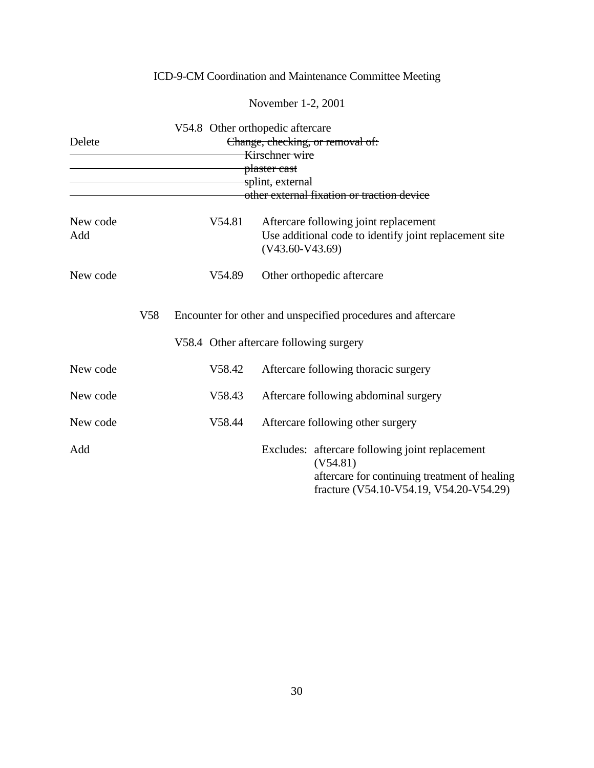ICD-9-CM Coordination and Maintenance Committee Meeting

November 1-2, 2001

V54.8 Other orthopedic aftercare

Delete ~~Change, checking, or removal of:~~
~~Kirschner wire~~
~~plaster cast~~
~~splint, external~~
~~other external fixation or traction device~~

New code V54.81 Aftercare following joint replacement
Add Use additional code to identify joint replacement site (V43.60-V43.69)

New code V54.89 Other orthopedic aftercare

V58 Encounter for other and unspecified procedures and aftercare

V58.4 Other aftercare following surgery

New code V58.42 Aftercare following thoracic surgery

New code V58.43 Aftercare following abdominal surgery

New code V58.44 Aftercare following other surgery

Add Excludes: aftercare following joint replacement (V54.81)
aftercare for continuing treatment of healing fracture (V54.10-V54.19, V54.20-V54.29)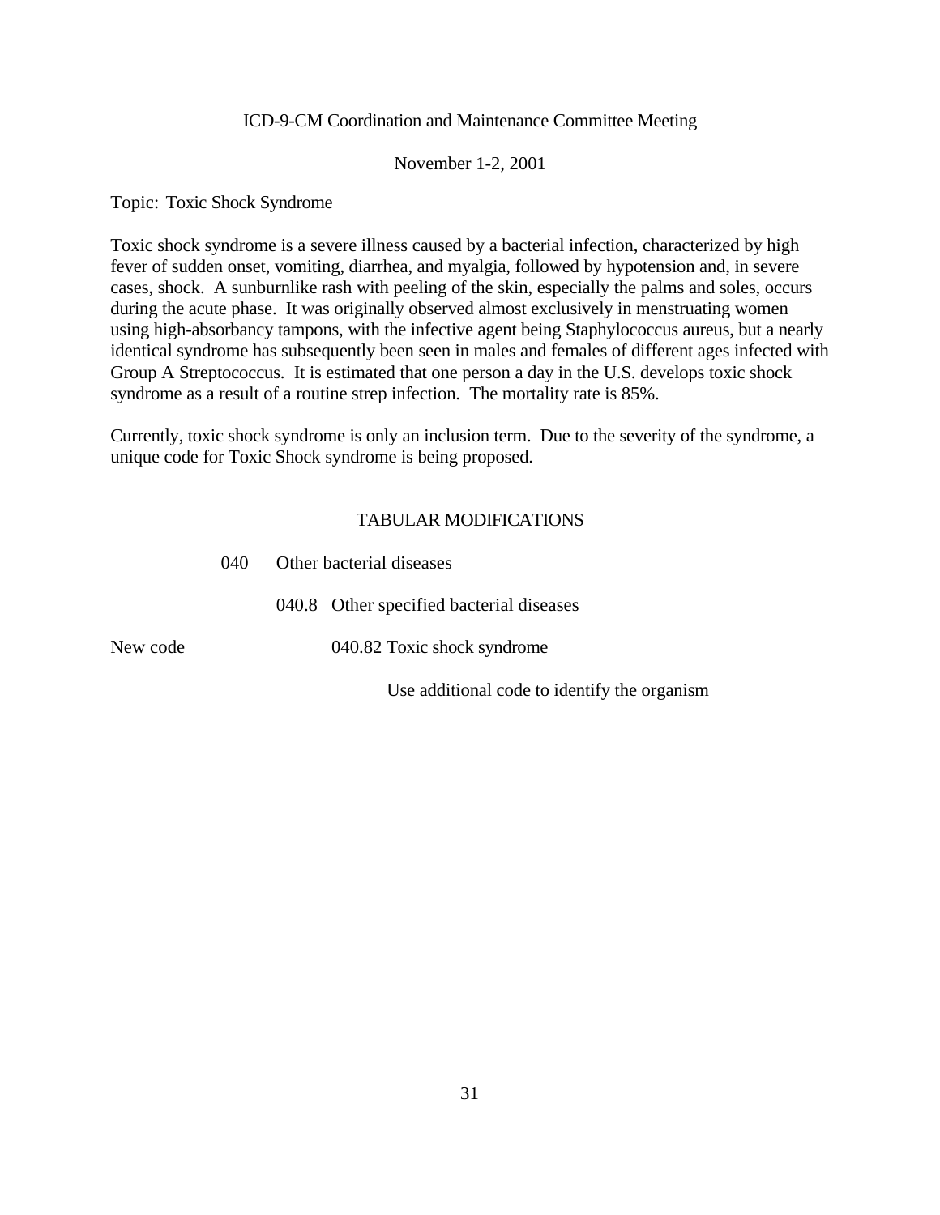ICD-9-CM Coordination and Maintenance Committee Meeting

November 1-2, 2001

Topic: Toxic Shock Syndrome

Toxic shock syndrome is a severe illness caused by a bacterial infection, characterized by high fever of sudden onset, vomiting, diarrhea, and myalgia, followed by hypotension and, in severe cases, shock. A sunburnlike rash with peeling of the skin, especially the palms and soles, occurs during the acute phase. It was originally observed almost exclusively in menstruating women using high-absorbancy tampons, with the infective agent being Staphylococcus aureus, but a nearly identical syndrome has subsequently been seen in males and females of different ages infected with Group A Streptococcus. It is estimated that one person a day in the U.S. develops toxic shock syndrome as a result of a routine strep infection. The mortality rate is 85%.

Currently, toxic shock syndrome is only an inclusion term. Due to the severity of the syndrome, a unique code for Toxic Shock syndrome is being proposed.

TABULAR MODIFICATIONS

040 Other bacterial diseases

040.8 Other specified bacterial diseases

New code 040.82 Toxic shock syndrome

Use additional code to identify the organism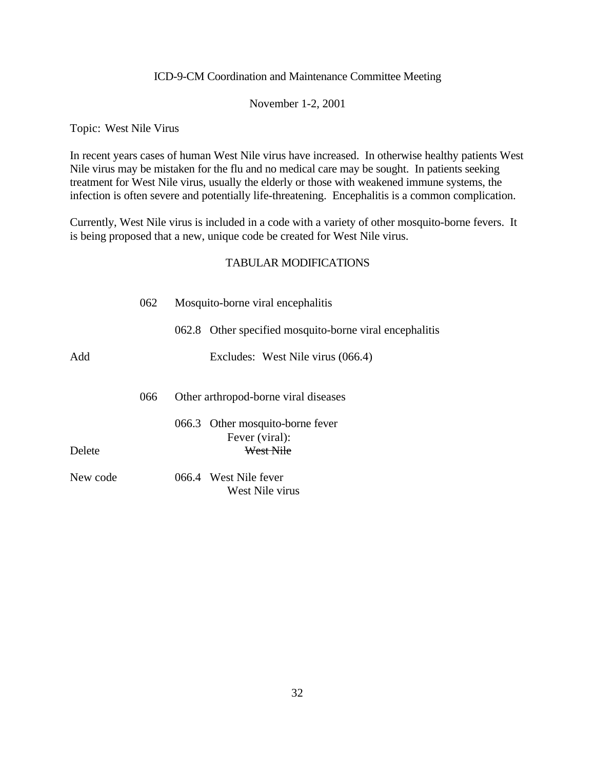ICD-9-CM Coordination and Maintenance Committee Meeting

November 1-2, 2001

Topic: West Nile Virus

In recent years cases of human West Nile virus have increased. In otherwise healthy patients West Nile virus may be mistaken for the flu and no medical care may be sought. In patients seeking treatment for West Nile virus, usually the elderly or those with weakened immune systems, the infection is often severe and potentially life-threatening. Encephalitis is a common complication.

Currently, West Nile virus is included in a code with a variety of other mosquito-borne fevers. It is being proposed that a new, unique code be created for West Nile virus.

TABULAR MODIFICATIONS

| | | |
|---|---|---|
| | 062 | Mosquito-borne viral encephalitis |
| | | 062.8 Other specified mosquito-borne viral encephalitis |
| Add | | Excludes: West Nile virus (066.4) |
| | 066 | Other arthropod-borne viral diseases |
| | | 066.3 Other mosquito-borne fever<br>Fever (viral): |
| Delete | | ~~West Nile~~ |
| New code | | 066.4 West Nile fever<br>West Nile virus |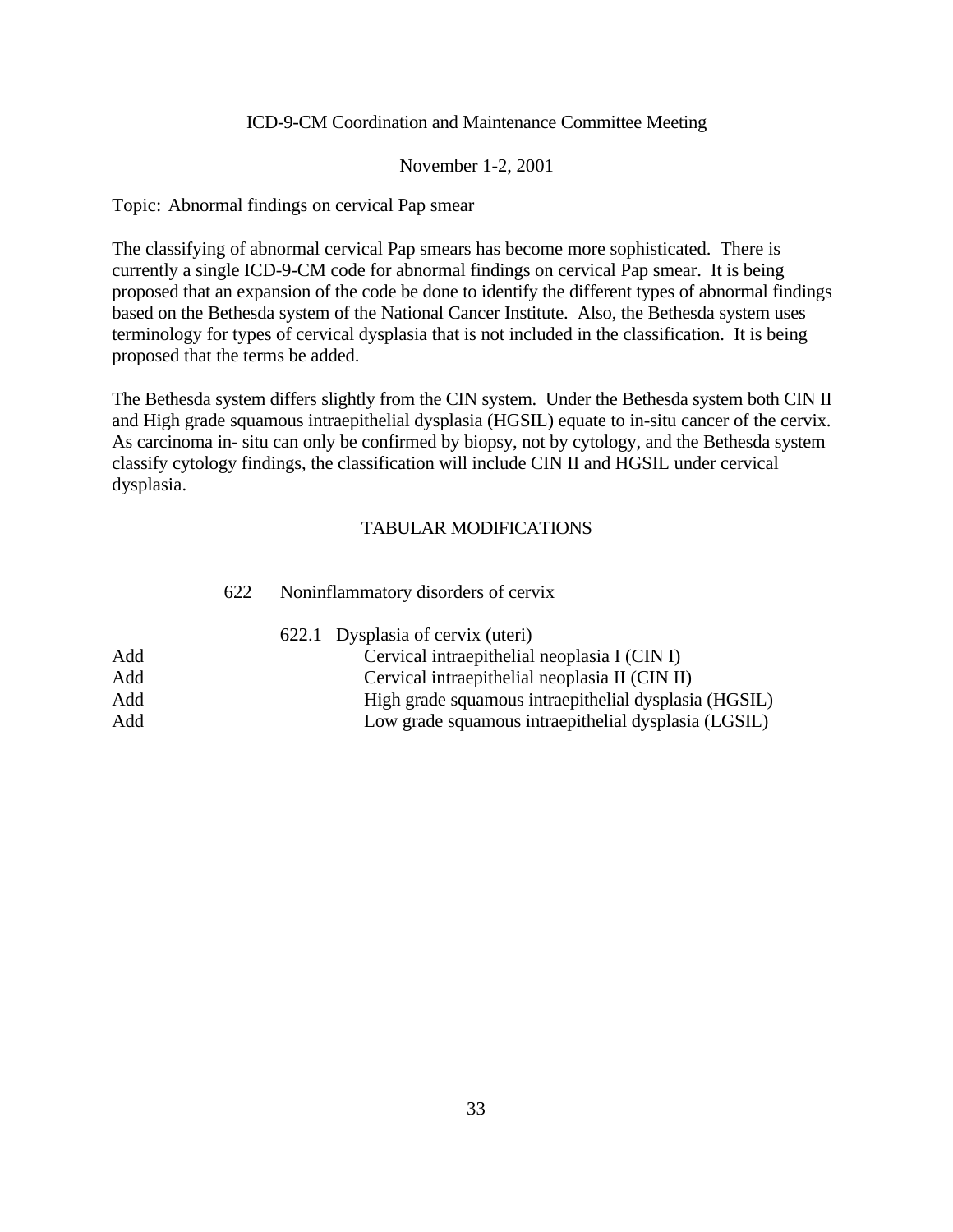ICD-9-CM Coordination and Maintenance Committee Meeting

November 1-2, 2001

Topic: Abnormal findings on cervical Pap smear

The classifying of abnormal cervical Pap smears has become more sophisticated. There is currently a single ICD-9-CM code for abnormal findings on cervical Pap smear. It is being proposed that an expansion of the code be done to identify the different types of abnormal findings based on the Bethesda system of the National Cancer Institute. Also, the Bethesda system uses terminology for types of cervical dysplasia that is not included in the classification. It is being proposed that the terms be added.

The Bethesda system differs slightly from the CIN system. Under the Bethesda system both CIN II and High grade squamous intraepithelial dysplasia (HGSIL) equate to in-situ cancer of the cervix. As carcinoma in- situ can only be confirmed by biopsy, not by cytology, and the Bethesda system classify cytology findings, the classification will include CIN II and HGSIL under cervical dysplasia.

TABULAR MODIFICATIONS

622 Noninflammatory disorders of cervix

622.1 Dysplasia of cervix (uteri)

Add Cervical intraepithelial neoplasia I (CIN I)

Add Cervical intraepithelial neoplasia II (CIN II)

Add High grade squamous intraepithelial dysplasia (HGSIL)

Add Low grade squamous intraepithelial dysplasia (LGSIL)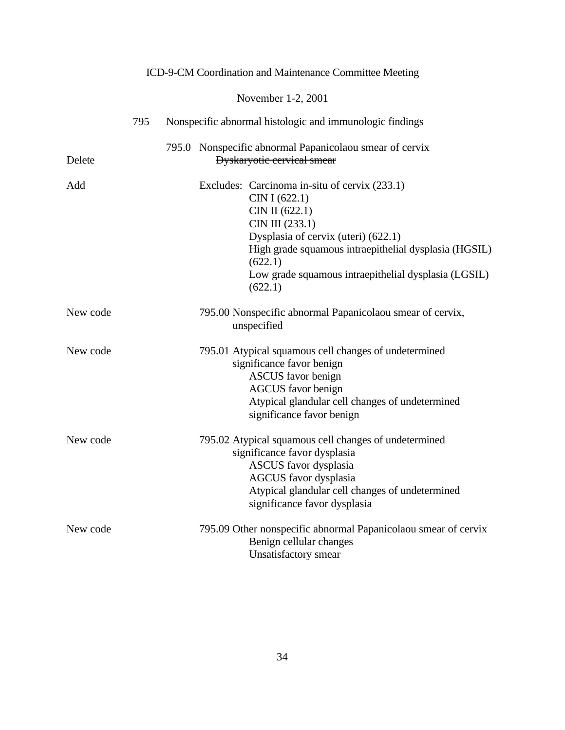ICD-9-CM Coordination and Maintenance Committee Meeting

November 1-2, 2001

795 Nonspecific abnormal histologic and immunologic findings

795.0 Nonspecific abnormal Papanicolaou smear of cervix

Delete ~~Dyskaryotic cervical smear~~

Add Excludes: Carcinoma in-situ of cervix (233.1)
CIN I (622.1)
CIN II (622.1)
CIN III (233.1)
Dysplasia of cervix (uteri) (622.1)
High grade squamous intraepithelial dysplasia (HGSIL) (622.1)
Low grade squamous intraepithelial dysplasia (LGSIL) (622.1)

New code 795.00 Nonspecific abnormal Papanicolaou smear of cervix, unspecified

New code 795.01 Atypical squamous cell changes of undetermined significance favor benign
ASCUS favor benign
AGCUS favor benign
Atypical glandular cell changes of undetermined significance favor benign

New code 795.02 Atypical squamous cell changes of undetermined significance favor dysplasia
ASCUS favor dysplasia
AGCUS favor dysplasia
Atypical glandular cell changes of undetermined significance favor dysplasia

New code 795.09 Other nonspecific abnormal Papanicolaou smear of cervix
Benign cellular changes
Unsatisfactory smear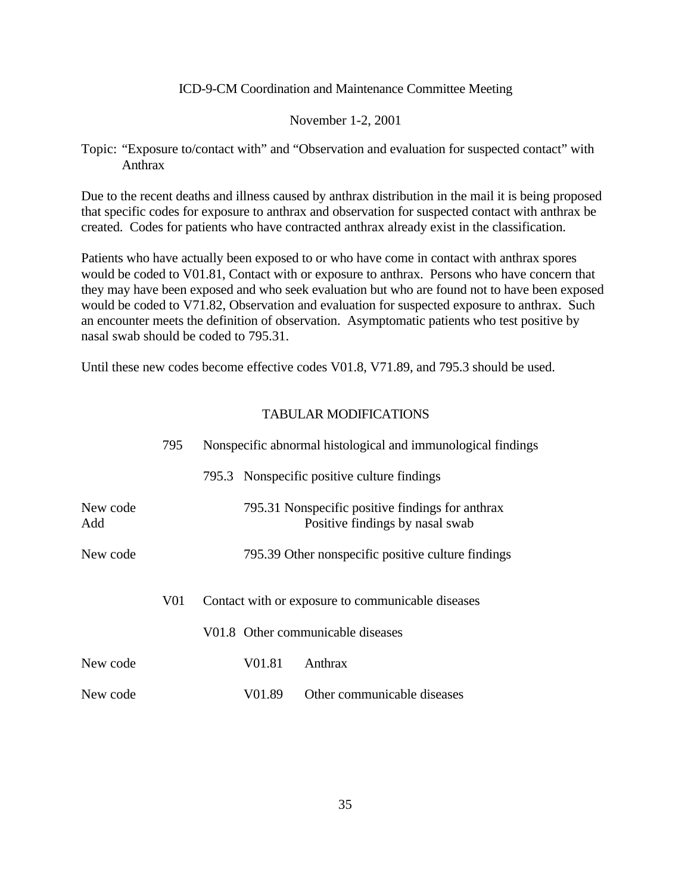ICD-9-CM Coordination and Maintenance Committee Meeting

November 1-2, 2001

Topic: "Exposure to/contact with" and "Observation and evaluation for suspected contact" with Anthrax

Due to the recent deaths and illness caused by anthrax distribution in the mail it is being proposed that specific codes for exposure to anthrax and observation for suspected contact with anthrax be created. Codes for patients who have contracted anthrax already exist in the classification.

Patients who have actually been exposed to or who have come in contact with anthrax spores would be coded to V01.81, Contact with or exposure to anthrax. Persons who have concern that they may have been exposed and who seek evaluation but who are found not to have been exposed would be coded to V71.82, Observation and evaluation for suspected exposure to anthrax. Such an encounter meets the definition of observation. Asymptomatic patients who test positive by nasal swab should be coded to 795.31.

Until these new codes become effective codes V01.8, V71.89, and 795.3 should be used.

TABULAR MODIFICATIONS

| | | |
|---|---|---|
| | 795 | Nonspecific abnormal histological and immunological findings |
| | | 795.3 Nonspecific positive culture findings |
| New code | | 795.31 Nonspecific positive findings for anthrax |
| Add | | Positive findings by nasal swab |
| New code | | 795.39 Other nonspecific positive culture findings |
| | V01 | Contact with or exposure to communicable diseases |
| | | V01.8 Other communicable diseases |
| New code | | V01.81 Anthrax |
| New code | | V01.89 Other communicable diseases |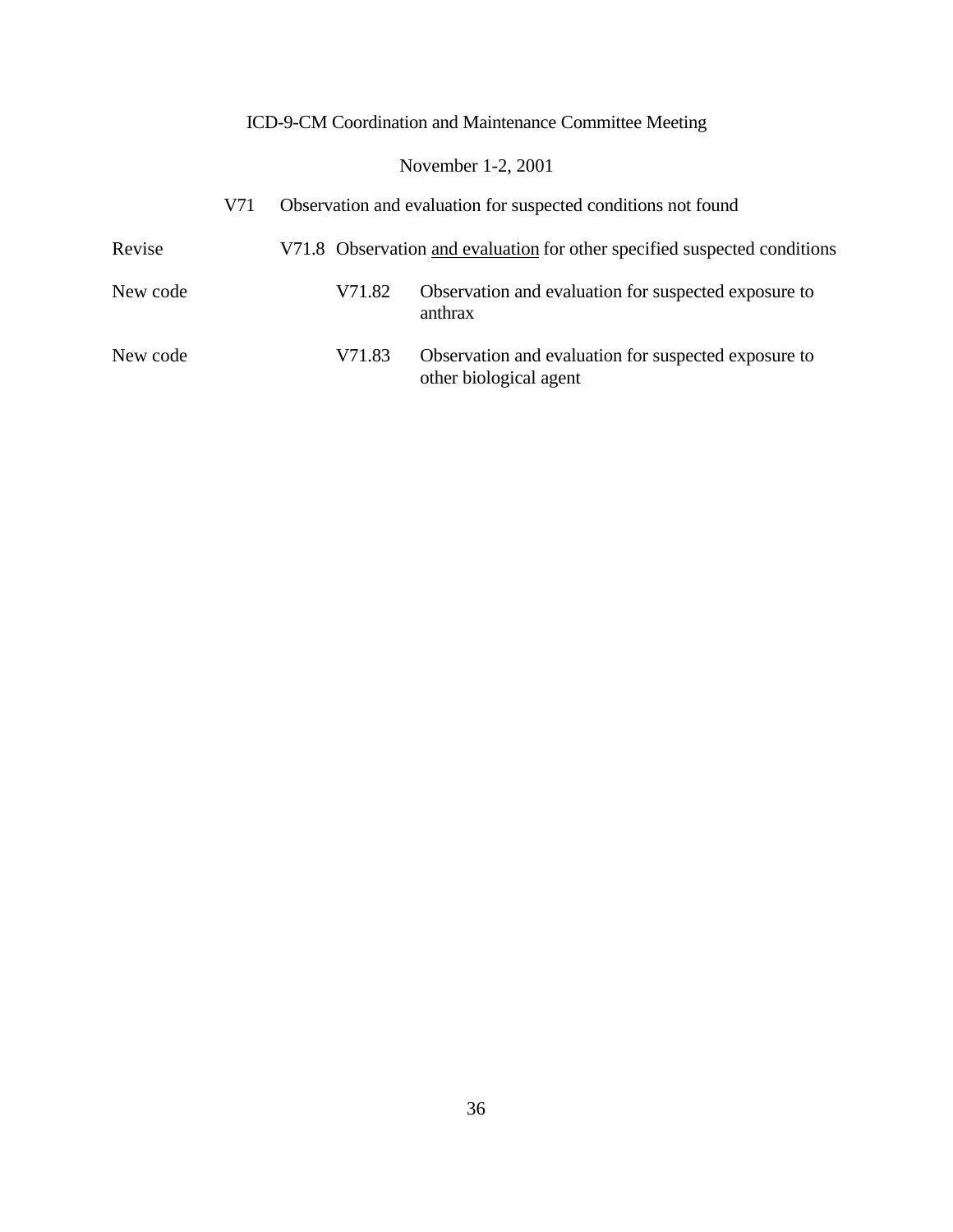ICD-9-CM Coordination and Maintenance Committee Meeting

November 1-2, 2001

| | | | |
|---|---|---|---|
| | V71 | Observation and evaluation for suspected conditions not found | |
| Revise | V71.8 | Observation <u>and evaluation</u> for other specified suspected conditions | |
| New code | | V71.82 | Observation and evaluation for suspected exposure to anthrax |
| New code | | V71.83 | Observation and evaluation for suspected exposure to other biological agent |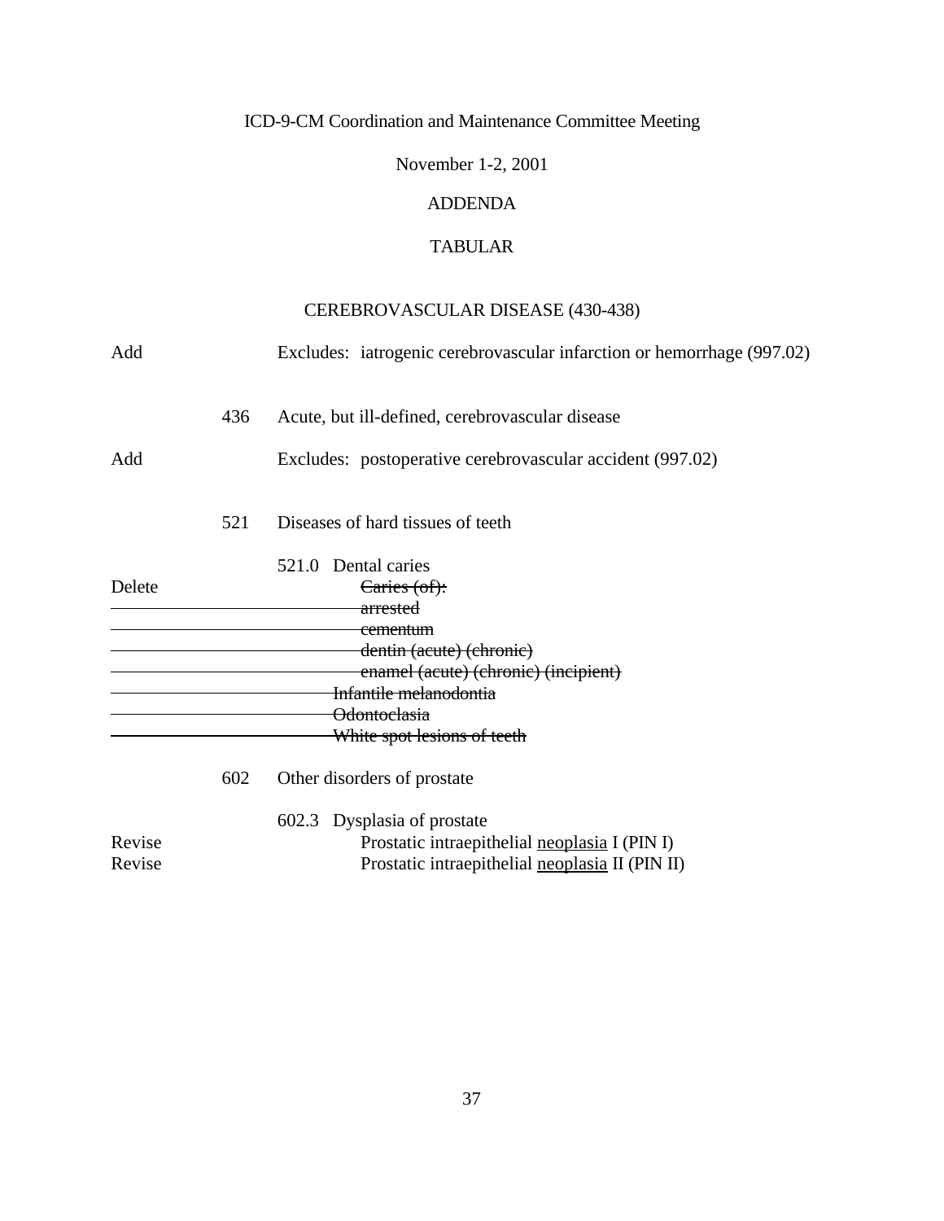ICD-9-CM Coordination and Maintenance Committee Meeting

November 1-2, 2001

ADDENDA

TABULAR

CEREBROVASCULAR DISEASE (430-438)

Add — Excludes: iatrogenic cerebrovascular infarction or hemorrhage (997.02)

436 Acute, but ill-defined, cerebrovascular disease

Add — Excludes: postoperative cerebrovascular accident (997.02)

521 Diseases of hard tissues of teeth

521.0 Dental caries

Delete — ~~Caries (of):~~
~~arrested~~
~~cementum~~
~~dentin (acute) (chronic)~~
~~enamel (acute) (chronic) (incipient)~~
~~Infantile melanodontia~~
~~Odontoclasia~~
~~White spot lesions of teeth~~

602 Other disorders of prostate

602.3 Dysplasia of prostate

Revise — Prostatic intraepithelial <u>neoplasia</u> I (PIN I)

Revise — Prostatic intraepithelial <u>neoplasia</u> II (PIN II)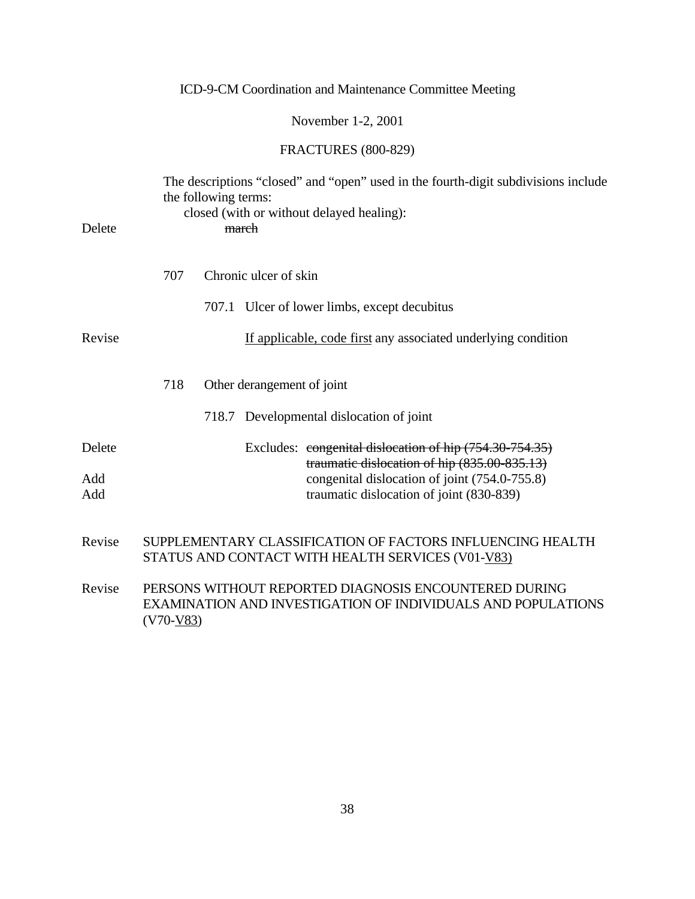ICD-9-CM Coordination and Maintenance Committee Meeting

November 1-2, 2001

FRACTURES (800-829)

The descriptions "closed" and "open" used in the fourth-digit subdivisions include the following terms:

closed (with or without delayed healing):

Delete ~~march~~

707 Chronic ulcer of skin

707.1 Ulcer of lower limbs, except decubitus

Revise <u>If applicable, code first</u> any associated underlying condition

718 Other derangement of joint

718.7 Developmental dislocation of joint

Delete Excludes: ~~congenital dislocation of hip (754.30-754.35)~~
~~traumatic dislocation of hip (835.00-835.13)~~

Add congenital dislocation of joint (754.0-755.8)

Add traumatic dislocation of joint (830-839)

Revise SUPPLEMENTARY CLASSIFICATION OF FACTORS INFLUENCING HEALTH STATUS AND CONTACT WITH HEALTH SERVICES (V01-<u>V83)</u>

Revise PERSONS WITHOUT REPORTED DIAGNOSIS ENCOUNTERED DURING EXAMINATION AND INVESTIGATION OF INDIVIDUALS AND POPULATIONS (V70-<u>V83</u>)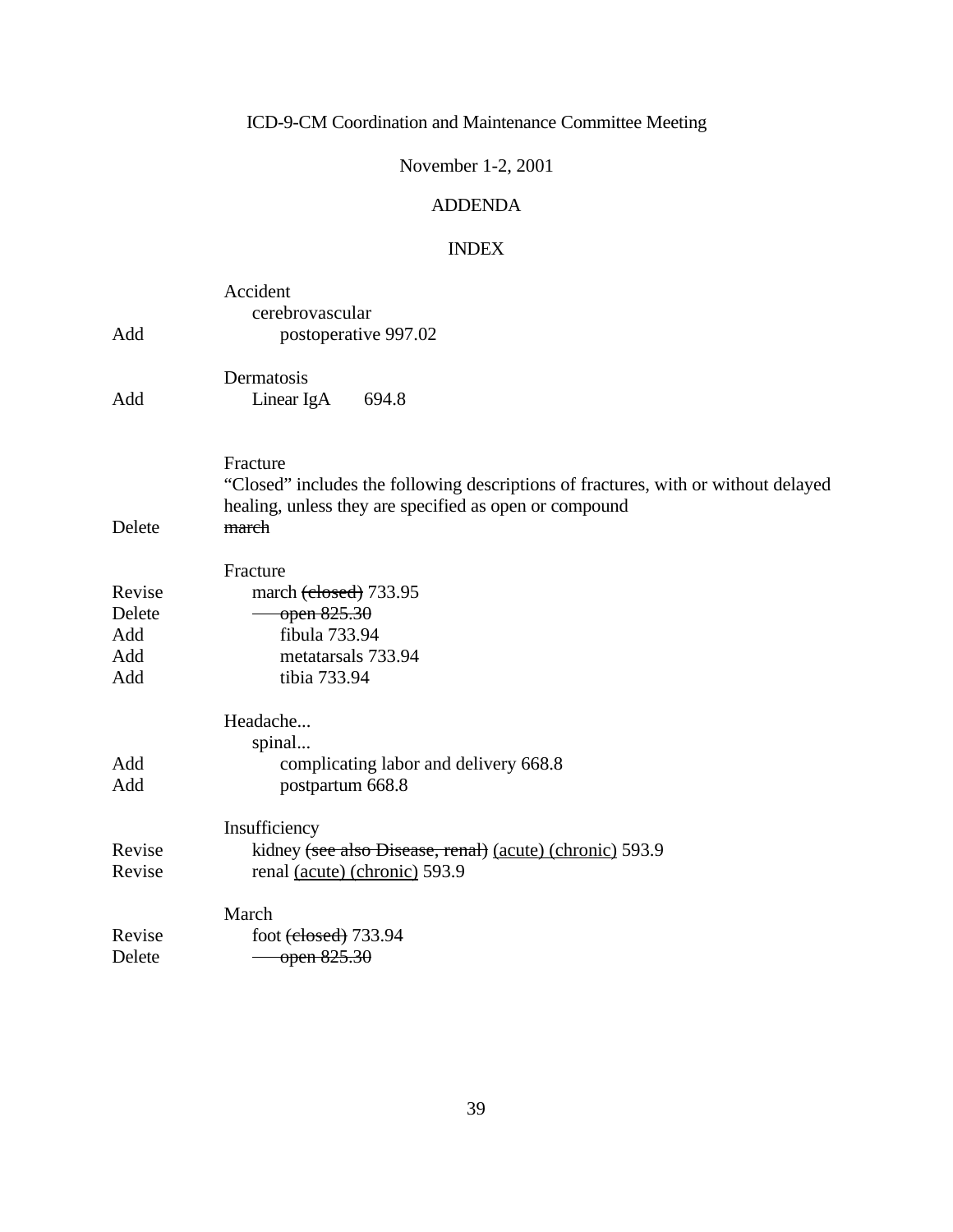ICD-9-CM Coordination and Maintenance Committee Meeting

November 1-2, 2001

ADDENDA

INDEX

| | |
|---|---|
| | Accident |
| | cerebrovascular |
| Add | postoperative 997.02 |
| | |
| | Dermatosis |
| Add | Linear IgA 694.8 |
| | |
| | Fracture |
| | "Closed" includes the following descriptions of fractures, with or without delayed healing, unless they are specified as open or compound |
| Delete | ~~march~~ |
| | |
| | Fracture |
| Revise | march ~~(closed)~~ 733.95 |
| Delete | ~~open 825.30~~ |
| Add | fibula 733.94 |
| Add | metatarsals 733.94 |
| Add | tibia 733.94 |
| | |
| | Headache... |
| | spinal... |
| Add | complicating labor and delivery 668.8 |
| Add | postpartum 668.8 |
| | |
| | Insufficiency |
| Revise | kidney ~~(see also Disease, renal)~~ <u>(acute) (chronic)</u> 593.9 |
| Revise | renal <u>(acute) (chronic)</u> 593.9 |
| | |
| | March |
| Revise | foot ~~(closed)~~ 733.94 |
| Delete | ~~open 825.30~~ |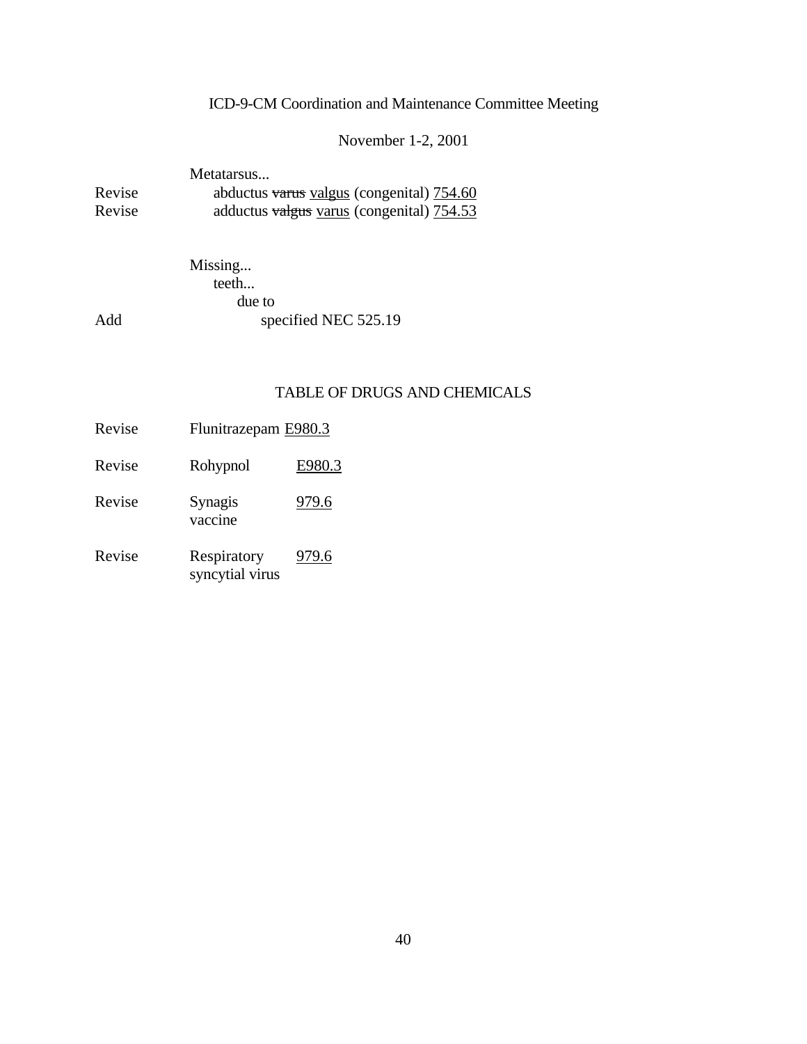Metatarsus...

Revise abductus ~~varus~~ <u>valgus</u> (congenital) <u>754.60</u>

Revise adductus ~~valgus~~ <u>varus</u> (congenital) <u>754.53</u>

Missing...
    teeth...
        due to

Add specified NEC 525.19

## TABLE OF DRUGS AND CHEMICALS

| | | |
|---|---|---|
| Revise | Flunitrazepam | <u>E980.3</u> |
| Revise | Rohypnol | <u>E980.3</u> |
| Revise | Synagis vaccine | <u>979.6</u> |
| Revise | Respiratory syncytial virus | <u>979.6</u> |